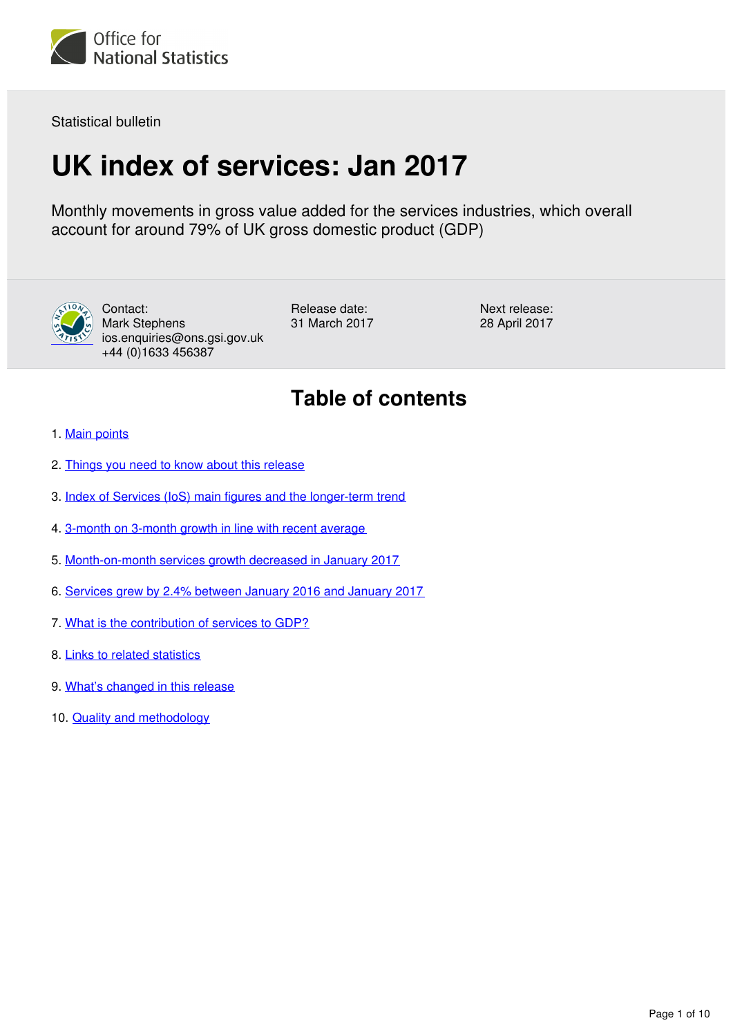Office for National Statistics

Statistical bulletin

# UK index of services: Jan 2017

Monthly movements in gross value added for the services industries, which overall account for around 79% of UK gross domestic product (GDP)

Contact:
Mark Stephens
ios.enquiries@ons.gsi.gov.uk
+44 (0)1633 456387

Release date:
31 March 2017

Next release:
28 April 2017

## Table of contents

1. Main points
2. Things you need to know about this release
3. Index of Services (IoS) main figures and the longer-term trend
4. 3-month on 3-month growth in line with recent average
5. Month-on-month services growth decreased in January 2017
6. Services grew by 2.4% between January 2016 and January 2017
7. What is the contribution of services to GDP?
8. Links to related statistics
9. What's changed in this release
10. Quality and methodology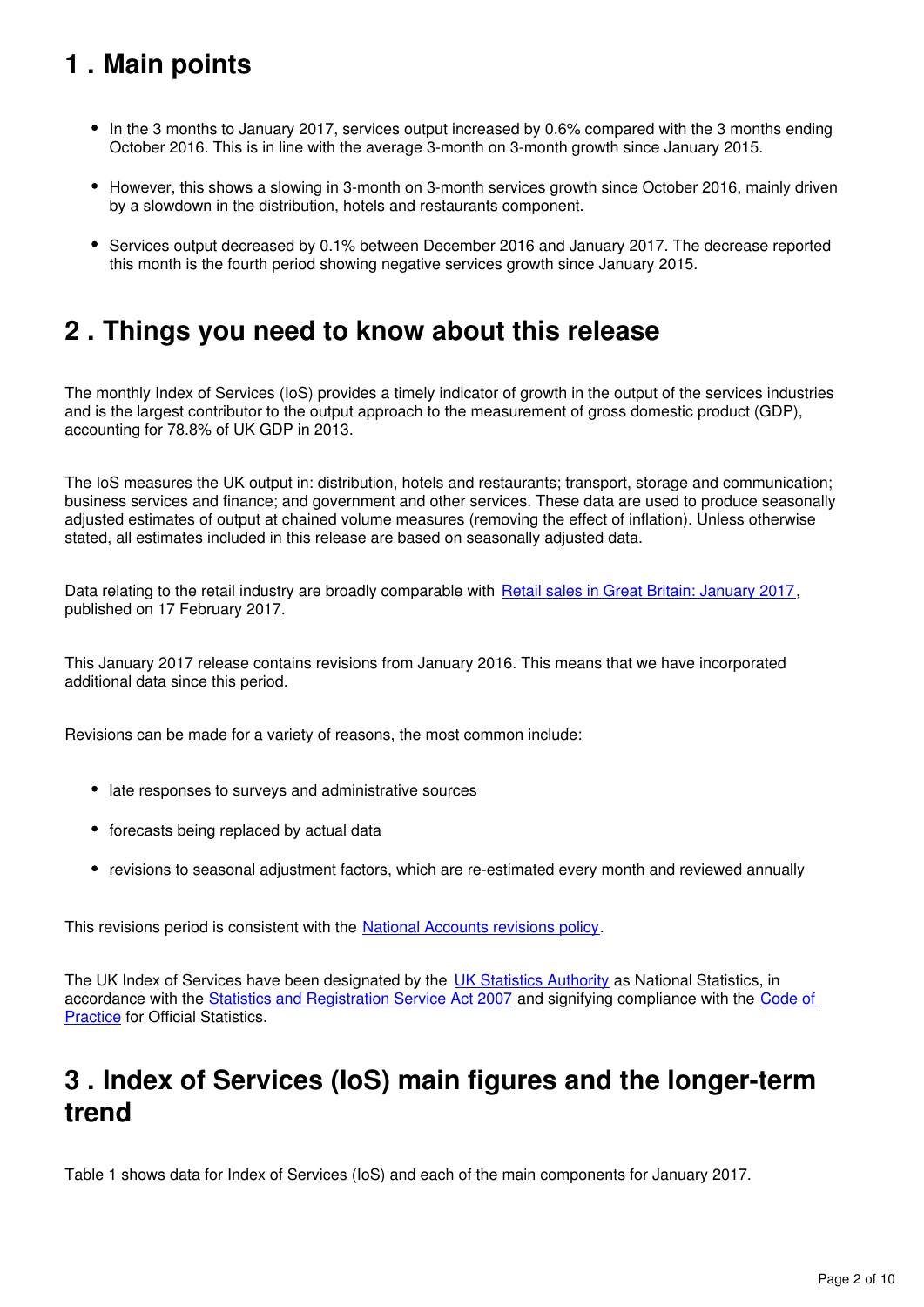## 1 . Main points

- In the 3 months to January 2017, services output increased by 0.6% compared with the 3 months ending October 2016. This is in line with the average 3-month on 3-month growth since January 2015.

- However, this shows a slowing in 3-month on 3-month services growth since October 2016, mainly driven by a slowdown in the distribution, hotels and restaurants component.

- Services output decreased by 0.1% between December 2016 and January 2017. The decrease reported this month is the fourth period showing negative services growth since January 2015.

## 2 . Things you need to know about this release

The monthly Index of Services (IoS) provides a timely indicator of growth in the output of the services industries and is the largest contributor to the output approach to the measurement of gross domestic product (GDP), accounting for 78.8% of UK GDP in 2013.

The IoS measures the UK output in: distribution, hotels and restaurants; transport, storage and communication; business services and finance; and government and other services. These data are used to produce seasonally adjusted estimates of output at chained volume measures (removing the effect of inflation). Unless otherwise stated, all estimates included in this release are based on seasonally adjusted data.

Data relating to the retail industry are broadly comparable with Retail sales in Great Britain: January 2017, published on 17 February 2017.

This January 2017 release contains revisions from January 2016. This means that we have incorporated additional data since this period.

Revisions can be made for a variety of reasons, the most common include:

- late responses to surveys and administrative sources

- forecasts being replaced by actual data

- revisions to seasonal adjustment factors, which are re-estimated every month and reviewed annually

This revisions period is consistent with the National Accounts revisions policy.

The UK Index of Services have been designated by the UK Statistics Authority as National Statistics, in accordance with the Statistics and Registration Service Act 2007 and signifying compliance with the Code of Practice for Official Statistics.

## 3 . Index of Services (IoS) main figures and the longer-term trend

Table 1 shows data for Index of Services (IoS) and each of the main components for January 2017.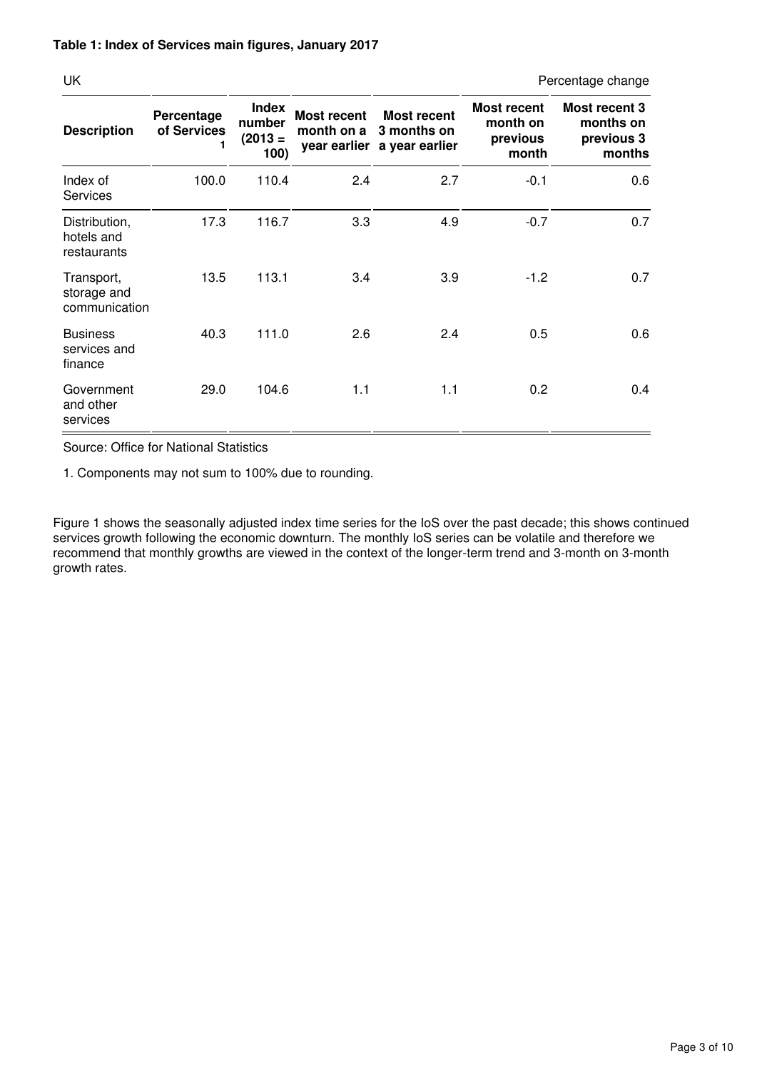**Table 1: Index of Services main figures, January 2017**

UK — Percentage change

| Description | Percentage of Services 1 | Index number (2013 = 100) | Most recent month on a year earlier | Most recent 3 months on a year earlier | Most recent month on previous month | Most recent 3 months on previous 3 months |
|---|---|---|---|---|---|---|
| Index of Services | 100.0 | 110.4 | 2.4 | 2.7 | -0.1 | 0.6 |
| Distribution, hotels and restaurants | 17.3 | 116.7 | 3.3 | 4.9 | -0.7 | 0.7 |
| Transport, storage and communication | 13.5 | 113.1 | 3.4 | 3.9 | -1.2 | 0.7 |
| Business services and finance | 40.3 | 111.0 | 2.6 | 2.4 | 0.5 | 0.6 |
| Government and other services | 29.0 | 104.6 | 1.1 | 1.1 | 0.2 | 0.4 |

Source: Office for National Statistics

1. Components may not sum to 100% due to rounding.

Figure 1 shows the seasonally adjusted index time series for the IoS over the past decade; this shows continued services growth following the economic downturn. The monthly IoS series can be volatile and therefore we recommend that monthly growths are viewed in the context of the longer-term trend and 3-month on 3-month growth rates.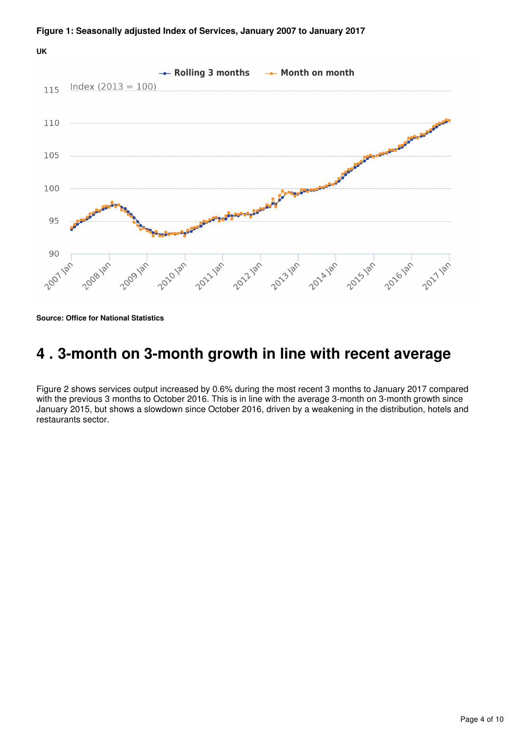**Figure 1: Seasonally adjusted Index of Services, January 2007 to January 2017**

**UK**

**Source: Office for National Statistics**

# 4 . 3-month on 3-month growth in line with recent average

Figure 2 shows services output increased by 0.6% during the most recent 3 months to January 2017 compared with the previous 3 months to October 2016. This is in line with the average 3-month on 3-month growth since January 2015, but shows a slowdown since October 2016, driven by a weakening in the distribution, hotels and restaurants sector.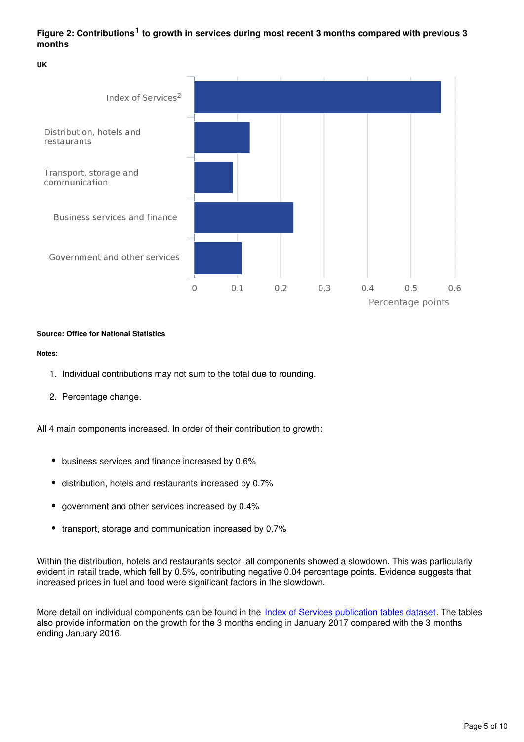**Figure 2: Contributions[1] to growth in services during most recent 3 months compared with previous 3 months**

**UK**

**Source: Office for National Statistics**

**Notes:**

1. Individual contributions may not sum to the total due to rounding.
2. Percentage change.

All 4 main components increased. In order of their contribution to growth:

- business services and finance increased by 0.6%
- distribution, hotels and restaurants increased by 0.7%
- government and other services increased by 0.4%
- transport, storage and communication increased by 0.7%

Within the distribution, hotels and restaurants sector, all components showed a slowdown. This was particularly evident in retail trade, which fell by 0.5%, contributing negative 0.04 percentage points. Evidence suggests that increased prices in fuel and food were significant factors in the slowdown.

More detail on individual components can be found in the Index of Services publication tables dataset. The tables also provide information on the growth for the 3 months ending in January 2017 compared with the 3 months ending January 2016.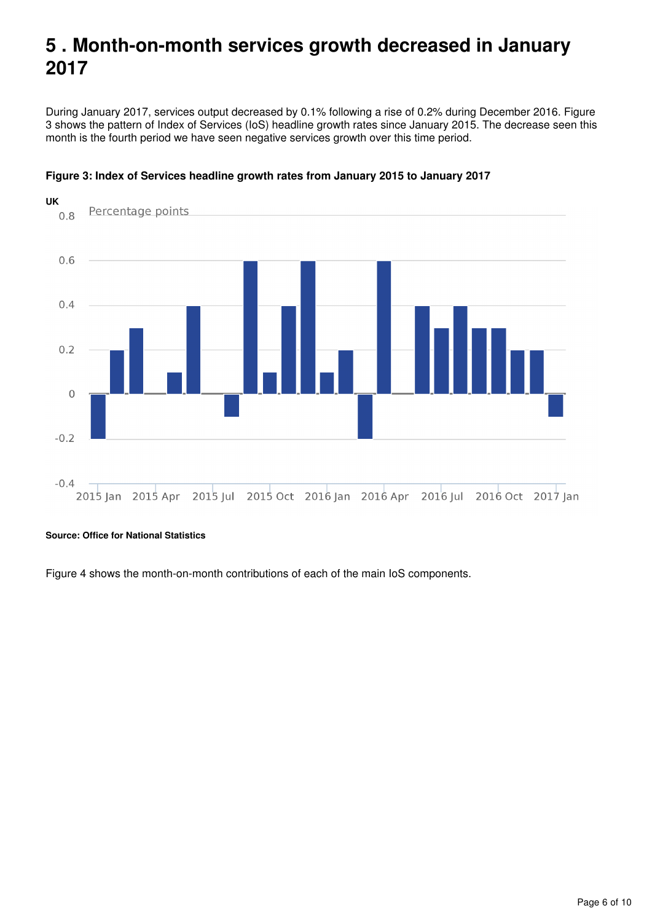# 5 . Month-on-month services growth decreased in January 2017

During January 2017, services output decreased by 0.1% following a rise of 0.2% during December 2016. Figure 3 shows the pattern of Index of Services (IoS) headline growth rates since January 2015. The decrease seen this month is the fourth period we have seen negative services growth over this time period.

**Figure 3: Index of Services headline growth rates from January 2015 to January 2017**

**UK**

**Source: Office for National Statistics**

Figure 4 shows the month-on-month contributions of each of the main IoS components.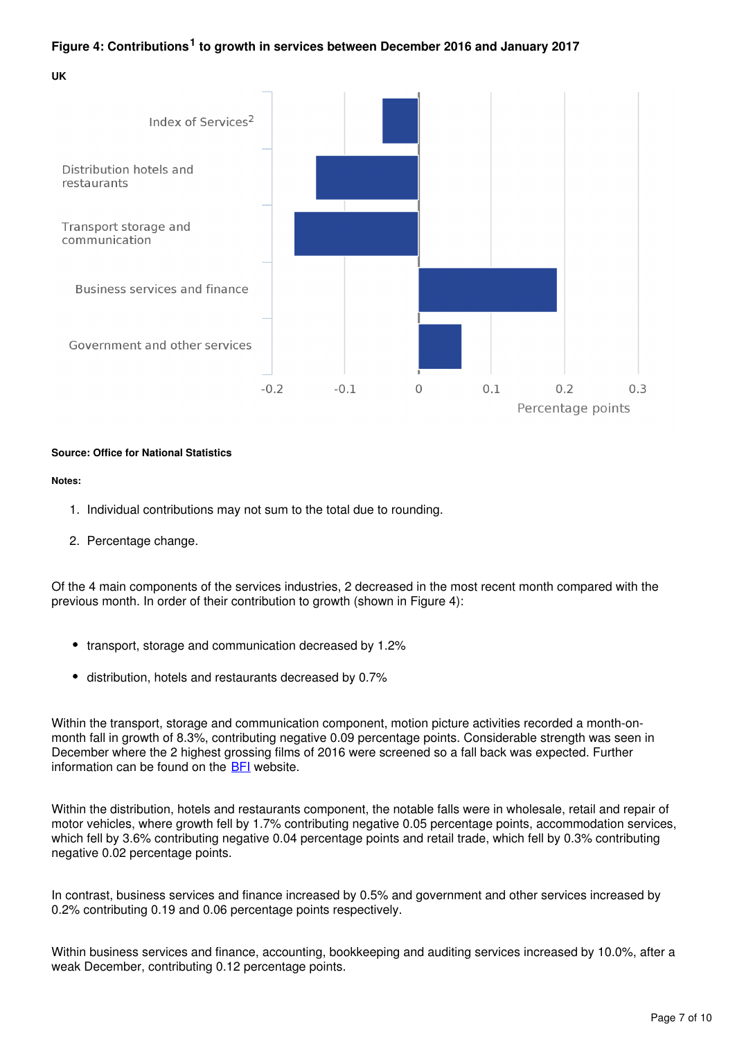#### Figure 4: Contributions[1] to growth in services between December 2016 and January 2017

**UK**

**Source: Office for National Statistics**

**Notes:**

1. Individual contributions may not sum to the total due to rounding.
2. Percentage change.

Of the 4 main components of the services industries, 2 decreased in the most recent month compared with the previous month. In order of their contribution to growth (shown in Figure 4):

- transport, storage and communication decreased by 1.2%
- distribution, hotels and restaurants decreased by 0.7%

Within the transport, storage and communication component, motion picture activities recorded a month-on-month fall in growth of 8.3%, contributing negative 0.09 percentage points. Considerable strength was seen in December where the 2 highest grossing films of 2016 were screened so a fall back was expected. Further information can be found on the BFI website.

Within the distribution, hotels and restaurants component, the notable falls were in wholesale, retail and repair of motor vehicles, where growth fell by 1.7% contributing negative 0.05 percentage points, accommodation services, which fell by 3.6% contributing negative 0.04 percentage points and retail trade, which fell by 0.3% contributing negative 0.02 percentage points.

In contrast, business services and finance increased by 0.5% and government and other services increased by 0.2% contributing 0.19 and 0.06 percentage points respectively.

Within business services and finance, accounting, bookkeeping and auditing services increased by 10.0%, after a weak December, contributing 0.12 percentage points.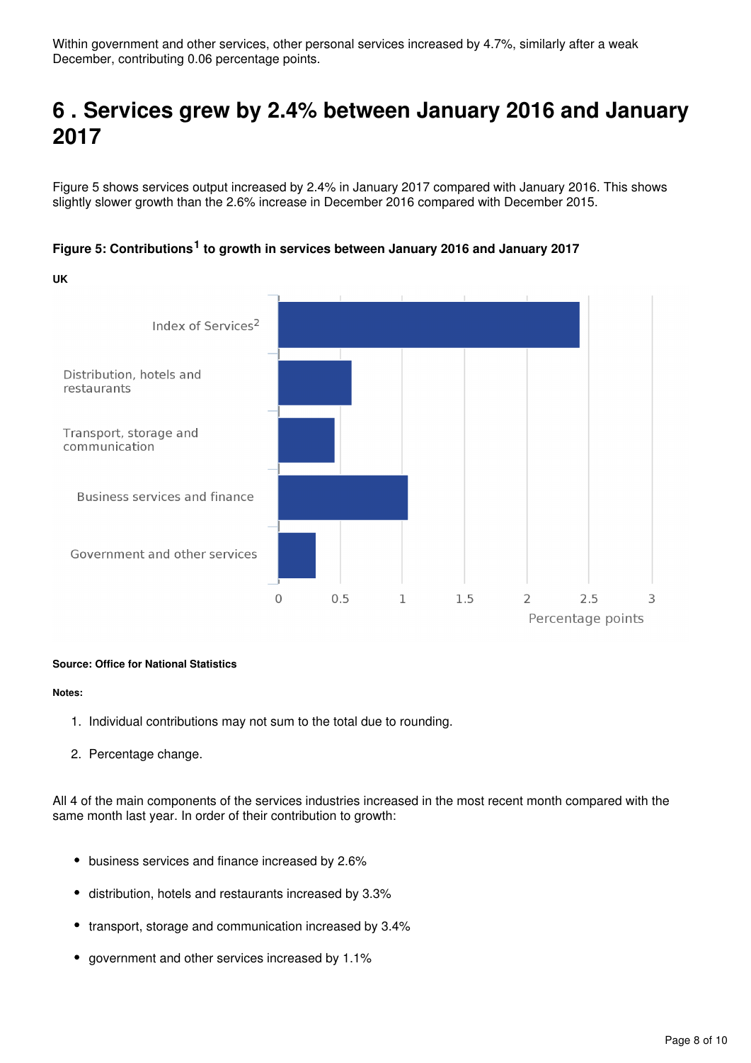Within government and other services, other personal services increased by 4.7%, similarly after a weak December, contributing 0.06 percentage points.

# 6 . Services grew by 2.4% between January 2016 and January 2017

Figure 5 shows services output increased by 2.4% in January 2017 compared with January 2016. This shows slightly slower growth than the 2.6% increase in December 2016 compared with December 2015.

**Figure 5: Contributions[1] to growth in services between January 2016 and January 2017**

**UK**

**Source: Office for National Statistics**

**Notes:**

1. Individual contributions may not sum to the total due to rounding.
2. Percentage change.

All 4 of the main components of the services industries increased in the most recent month compared with the same month last year. In order of their contribution to growth:

- business services and finance increased by 2.6%
- distribution, hotels and restaurants increased by 3.3%
- transport, storage and communication increased by 3.4%
- government and other services increased by 1.1%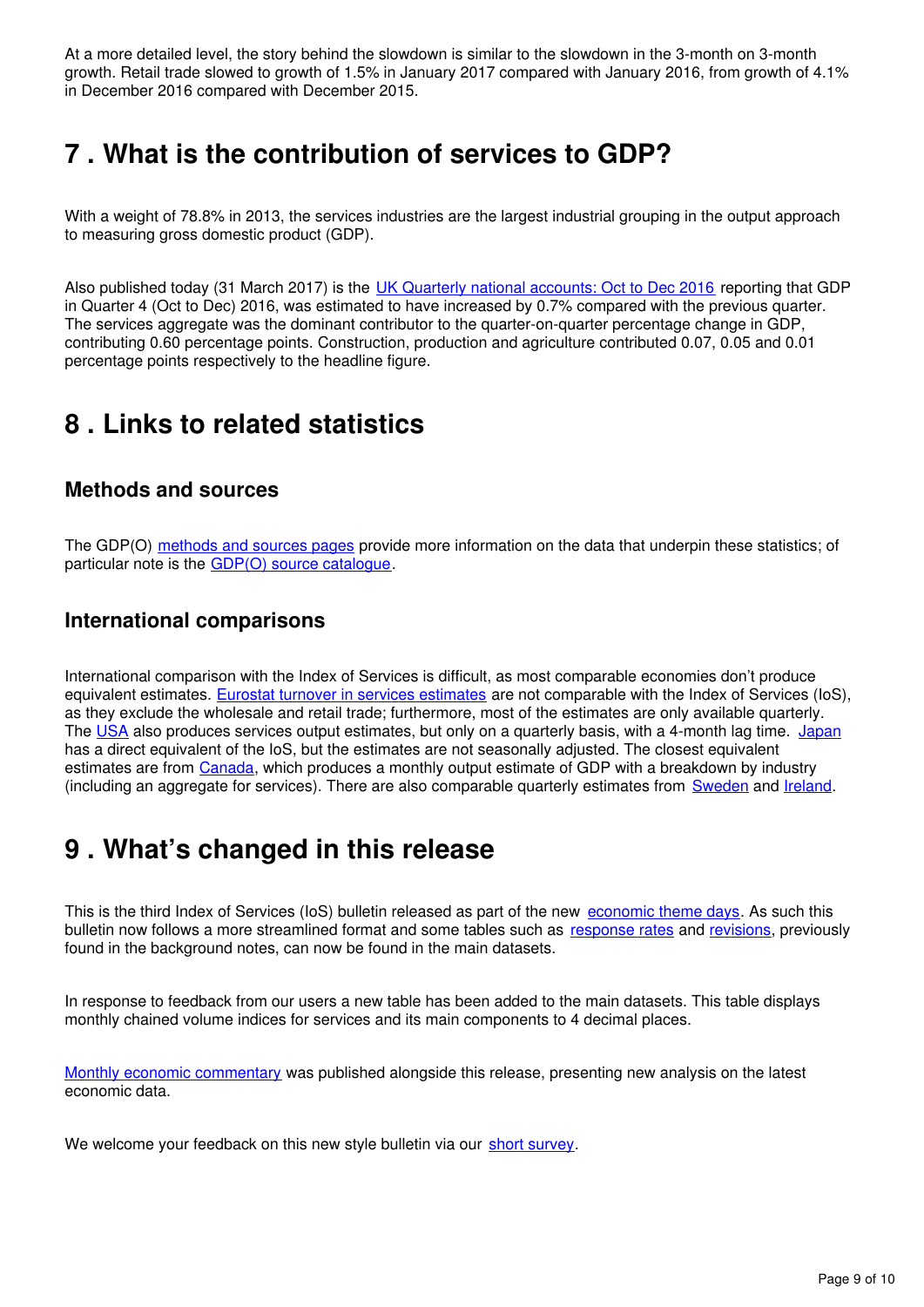At a more detailed level, the story behind the slowdown is similar to the slowdown in the 3-month on 3-month growth. Retail trade slowed to growth of 1.5% in January 2017 compared with January 2016, from growth of 4.1% in December 2016 compared with December 2015.

## 7 . What is the contribution of services to GDP?

With a weight of 78.8% in 2013, the services industries are the largest industrial grouping in the output approach to measuring gross domestic product (GDP).

Also published today (31 March 2017) is the UK Quarterly national accounts: Oct to Dec 2016 reporting that GDP in Quarter 4 (Oct to Dec) 2016, was estimated to have increased by 0.7% compared with the previous quarter. The services aggregate was the dominant contributor to the quarter-on-quarter percentage change in GDP, contributing 0.60 percentage points. Construction, production and agriculture contributed 0.07, 0.05 and 0.01 percentage points respectively to the headline figure.

## 8 . Links to related statistics

### Methods and sources

The GDP(O) methods and sources pages provide more information on the data that underpin these statistics; of particular note is the GDP(O) source catalogue.

### International comparisons

International comparison with the Index of Services is difficult, as most comparable economies don't produce equivalent estimates. Eurostat turnover in services estimates are not comparable with the Index of Services (IoS), as they exclude the wholesale and retail trade; furthermore, most of the estimates are only available quarterly. The USA also produces services output estimates, but only on a quarterly basis, with a 4-month lag time. Japan has a direct equivalent of the IoS, but the estimates are not seasonally adjusted. The closest equivalent estimates are from Canada, which produces a monthly output estimate of GDP with a breakdown by industry (including an aggregate for services). There are also comparable quarterly estimates from Sweden and Ireland.

## 9 . What's changed in this release

This is the third Index of Services (IoS) bulletin released as part of the new economic theme days. As such this bulletin now follows a more streamlined format and some tables such as response rates and revisions, previously found in the background notes, can now be found in the main datasets.

In response to feedback from our users a new table has been added to the main datasets. This table displays monthly chained volume indices for services and its main components to 4 decimal places.

Monthly economic commentary was published alongside this release, presenting new analysis on the latest economic data.

We welcome your feedback on this new style bulletin via our short survey.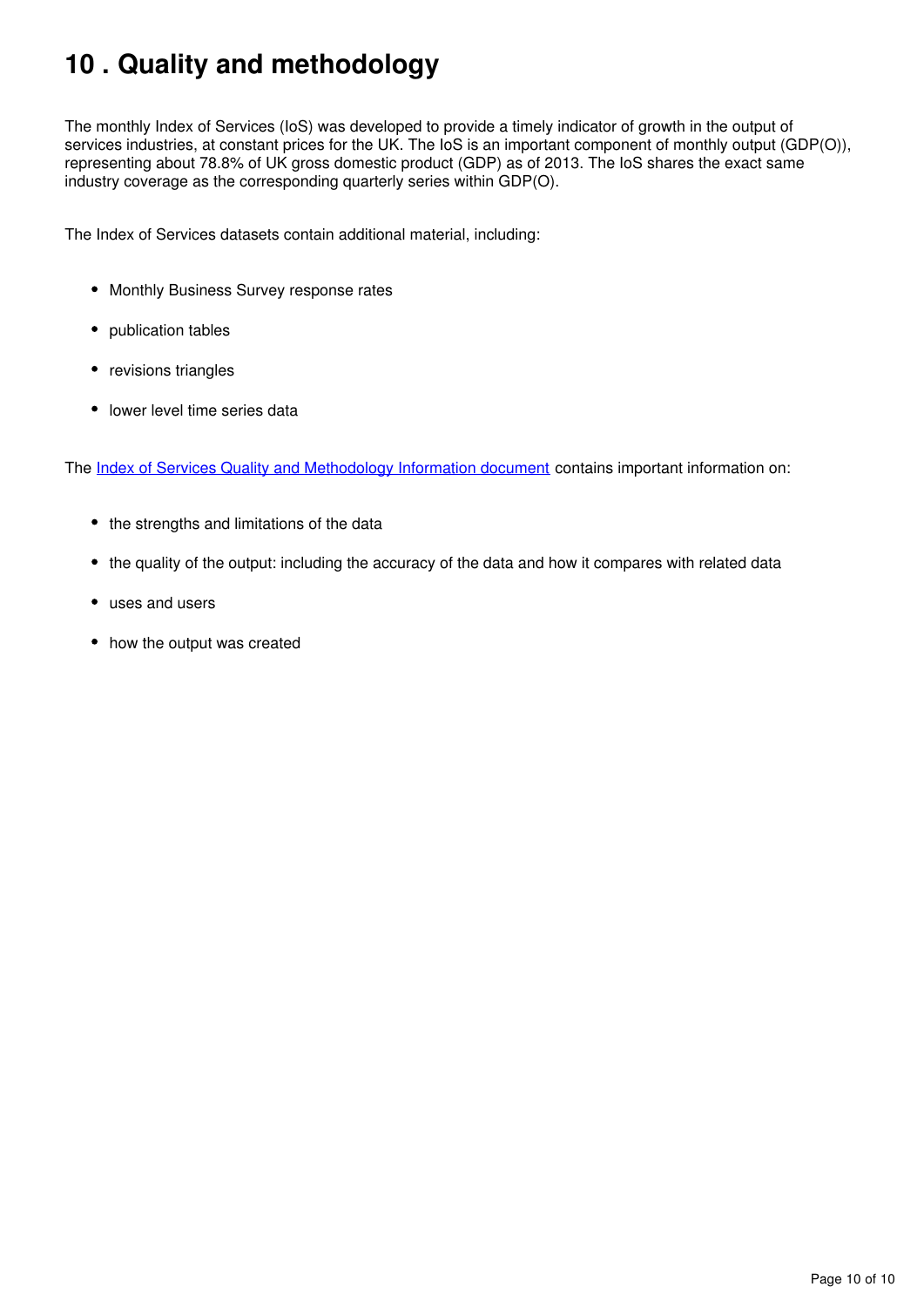# 10 . Quality and methodology

The monthly Index of Services (IoS) was developed to provide a timely indicator of growth in the output of services industries, at constant prices for the UK. The IoS is an important component of monthly output (GDP(O)), representing about 78.8% of UK gross domestic product (GDP) as of 2013. The IoS shares the exact same industry coverage as the corresponding quarterly series within GDP(O).

The Index of Services datasets contain additional material, including:

- Monthly Business Survey response rates
- publication tables
- revisions triangles
- lower level time series data

The Index of Services Quality and Methodology Information document contains important information on:

- the strengths and limitations of the data
- the quality of the output: including the accuracy of the data and how it compares with related data
- uses and users
- how the output was created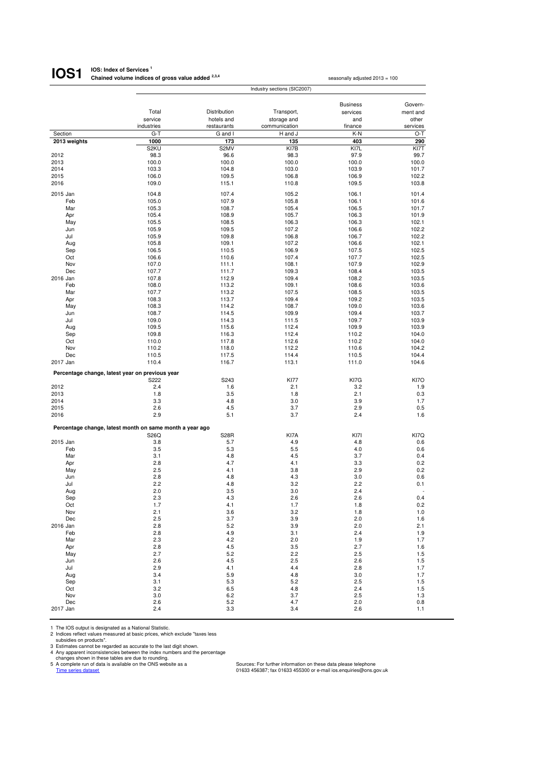# IOS1 IOS: Index of Services [1]

**Chained volume indices of gross value added [2,3,4]**

seasonally adjusted 2013 = 100

| | Industry sections (SIC2007) | | | | |
|---|---|---|---|---|---|
| | Total service industries | Distribution hotels and restaurants | Transport, storage and communication | Business services and finance | Government and other services |
| Section | G-T | G and I | H and J | K-N | O-T |
| **2013 weights** | **1000** | **173** | **135** | **403** | **290** |
| | S2KU | S2MV | KI7B | KI7L | KI7T |
| 2012 | 98.3 | 96.6 | 98.3 | 97.9 | 99.7 |
| 2013 | 100.0 | 100.0 | 100.0 | 100.0 | 100.0 |
| 2014 | 103.3 | 104.8 | 103.0 | 103.9 | 101.7 |
| 2015 | 106.0 | 109.5 | 106.8 | 106.9 | 102.2 |
| 2016 | 109.0 | 115.1 | 110.8 | 109.5 | 103.8 |
| 2015 Jan | 104.8 | 107.4 | 105.2 | 106.1 | 101.4 |
| Feb | 105.0 | 107.9 | 105.8 | 106.1 | 101.6 |
| Mar | 105.3 | 108.7 | 105.4 | 106.5 | 101.7 |
| Apr | 105.4 | 108.9 | 105.7 | 106.3 | 101.9 |
| May | 105.5 | 108.5 | 106.3 | 106.3 | 102.1 |
| Jun | 105.9 | 109.5 | 107.2 | 106.6 | 102.2 |
| Jul | 105.9 | 109.8 | 106.8 | 106.7 | 102.2 |
| Aug | 105.8 | 109.1 | 107.2 | 106.6 | 102.1 |
| Sep | 106.5 | 110.5 | 106.9 | 107.5 | 102.5 |
| Oct | 106.6 | 110.6 | 107.4 | 107.7 | 102.5 |
| Nov | 107.0 | 111.1 | 108.1 | 107.9 | 102.9 |
| Dec | 107.7 | 111.7 | 109.3 | 108.4 | 103.5 |
| 2016 Jan | 107.8 | 112.9 | 109.4 | 108.2 | 103.5 |
| Feb | 108.0 | 113.2 | 109.1 | 108.6 | 103.6 |
| Mar | 107.7 | 113.2 | 107.5 | 108.5 | 103.5 |
| Apr | 108.3 | 113.7 | 109.4 | 109.2 | 103.5 |
| May | 108.3 | 114.2 | 108.7 | 109.0 | 103.6 |
| Jun | 108.7 | 114.5 | 109.9 | 109.4 | 103.7 |
| Jul | 109.0 | 114.3 | 111.5 | 109.7 | 103.9 |
| Aug | 109.5 | 115.6 | 112.4 | 109.9 | 103.9 |
| Sep | 109.8 | 116.3 | 112.4 | 110.2 | 104.0 |
| Oct | 110.0 | 117.8 | 112.6 | 110.2 | 104.0 |
| Nov | 110.2 | 118.0 | 112.2 | 110.6 | 104.2 |
| Dec | 110.5 | 117.5 | 114.4 | 110.5 | 104.4 |
| 2017 Jan | 110.4 | 116.7 | 113.1 | 111.0 | 104.6 |
| **Percentage change, latest year on previous year** | | | | | |
| | S222 | S243 | KI77 | KI7G | KI7O |
| 2012 | 2.4 | 1.6 | 2.1 | 3.2 | 1.9 |
| 2013 | 1.8 | 3.5 | 1.8 | 2.1 | 0.3 |
| 2014 | 3.3 | 4.8 | 3.0 | 3.9 | 1.7 |
| 2015 | 2.6 | 4.5 | 3.7 | 2.9 | 0.5 |
| 2016 | 2.9 | 5.1 | 3.7 | 2.4 | 1.6 |
| **Percentage change, latest month on same month a year ago** | | | | | |
| | S26Q | S28R | KI7A | KI7I | KI7Q |
| 2015 Jan | 3.8 | 5.7 | 4.9 | 4.8 | 0.6 |
| Feb | 3.5 | 5.3 | 5.5 | 4.0 | 0.6 |
| Mar | 3.1 | 4.8 | 4.5 | 3.7 | 0.4 |
| Apr | 2.8 | 4.7 | 4.1 | 3.3 | 0.2 |
| May | 2.5 | 4.1 | 3.8 | 2.9 | 0.2 |
| Jun | 2.8 | 4.8 | 4.3 | 3.0 | 0.6 |
| Jul | 2.2 | 4.8 | 3.2 | 2.2 | 0.1 |
| Aug | 2.0 | 3.5 | 3.0 | 2.4 | - |
| Sep | 2.3 | 4.3 | 2.6 | 2.6 | 0.4 |
| Oct | 1.7 | 4.1 | 1.7 | 1.8 | 0.2 |
| Nov | 2.1 | 3.6 | 3.2 | 1.8 | 1.0 |
| Dec | 2.5 | 3.7 | 3.9 | 2.0 | 1.6 |
| 2016 Jan | 2.8 | 5.2 | 3.9 | 2.0 | 2.1 |
| Feb | 2.8 | 4.9 | 3.1 | 2.4 | 1.9 |
| Mar | 2.3 | 4.2 | 2.0 | 1.9 | 1.7 |
| Apr | 2.8 | 4.5 | 3.5 | 2.7 | 1.6 |
| May | 2.7 | 5.2 | 2.2 | 2.5 | 1.5 |
| Jun | 2.6 | 4.5 | 2.5 | 2.6 | 1.5 |
| Jul | 2.9 | 4.1 | 4.4 | 2.8 | 1.7 |
| Aug | 3.4 | 5.9 | 4.8 | 3.0 | 1.7 |
| Sep | 3.1 | 5.3 | 5.2 | 2.5 | 1.5 |
| Oct | 3.2 | 6.5 | 4.8 | 2.4 | 1.5 |
| Nov | 3.0 | 6.2 | 3.7 | 2.5 | 1.3 |
| Dec | 2.6 | 5.2 | 4.7 | 2.0 | 0.8 |
| 2017 Jan | 2.4 | 3.3 | 3.4 | 2.6 | 1.1 |

1 The IOS output is designated as a National Statistic.
2 Indices reflect values measured at basic prices, which exclude "taxes less subsidies on products".
3 Estimates cannot be regarded as accurate to the last digit shown.
4 Any apparent inconsistencies between the index numbers and the percentage changes shown in these tables are due to rounding.
5 A complete run of data is available on the ONS website as a Time series dataset

Sources: For further information on these data please telephone 01633 456387; fax 01633 455300 or e-mail ios.enquiries@ons.gov.uk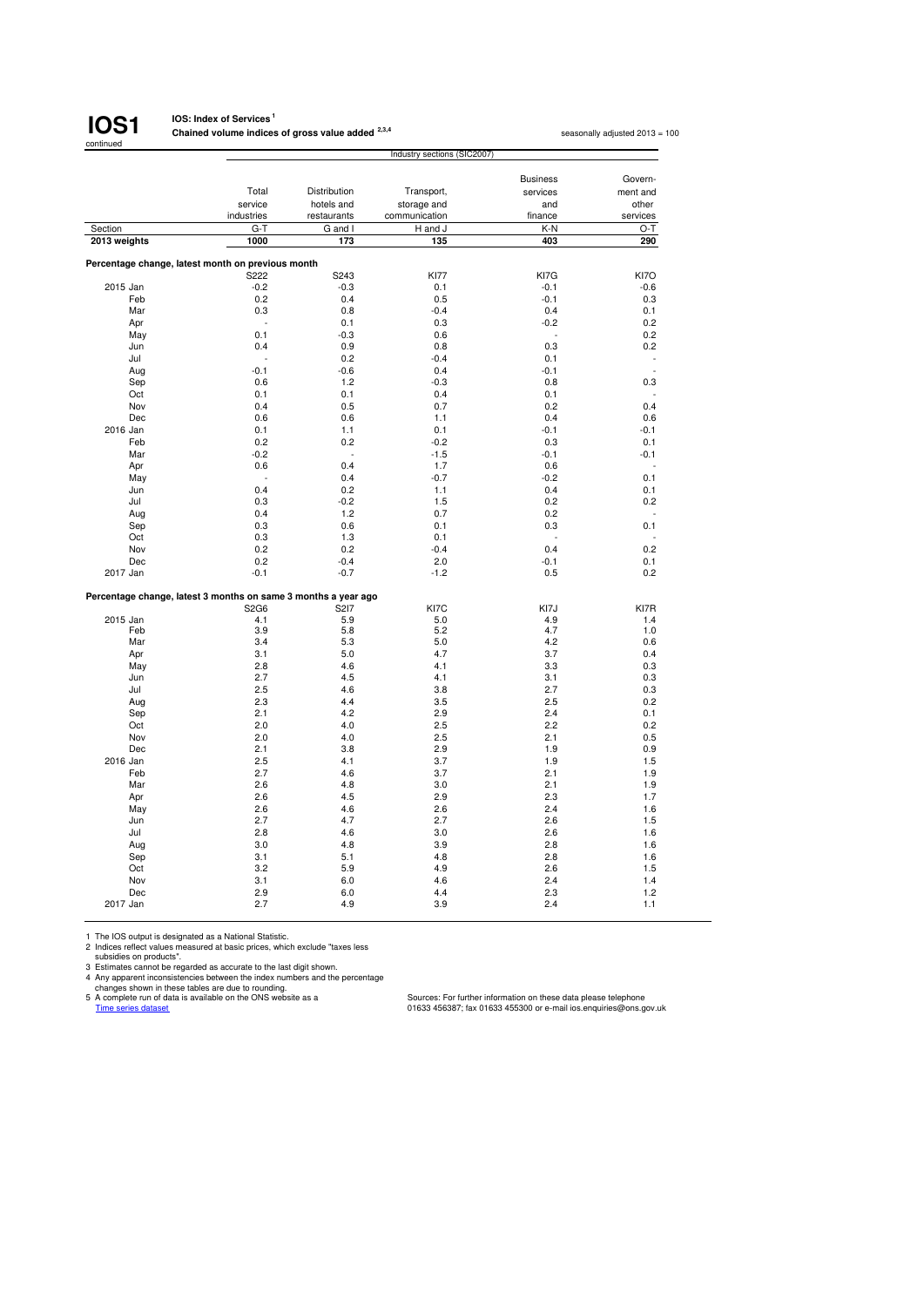**IOS1** continued

**IOS: Index of Services[1]**
**Chained volume indices of gross value added[2,3,4]**

seasonally adjusted 2013 = 100

| | Industry sections (SIC2007) | | | | |
|---|---|---|---|---|---|
| | Total service industries | Distribution hotels and restaurants | Transport, storage and communication | Business services and finance | Government and other services |
| Section | G-T | G and I | H and J | K-N | O-T |
| **2013 weights** | **1000** | **173** | **135** | **403** | **290** |
| **Percentage change, latest month on previous month** | | | | | |
| | S222 | S243 | KI77 | KI7G | KI7O |
| 2015 Jan | -0.2 | -0.3 | 0.1 | -0.1 | -0.6 |
| Feb | 0.2 | 0.4 | 0.5 | -0.1 | 0.3 |
| Mar | 0.3 | 0.8 | -0.4 | 0.4 | 0.1 |
| Apr | - | 0.1 | 0.3 | -0.2 | 0.2 |
| May | 0.1 | -0.3 | 0.6 | - | 0.2 |
| Jun | 0.4 | 0.9 | 0.8 | 0.3 | 0.2 |
| Jul | - | 0.2 | -0.4 | 0.1 | - |
| Aug | -0.1 | -0.6 | 0.4 | -0.1 | - |
| Sep | 0.6 | 1.2 | -0.3 | 0.8 | 0.3 |
| Oct | 0.1 | 0.1 | 0.4 | 0.1 | - |
| Nov | 0.4 | 0.5 | 0.7 | 0.2 | 0.4 |
| Dec | 0.6 | 0.6 | 1.1 | 0.4 | 0.6 |
| 2016 Jan | 0.1 | 1.1 | 0.1 | -0.1 | -0.1 |
| Feb | 0.2 | 0.2 | -0.2 | 0.3 | 0.1 |
| Mar | -0.2 | - | -1.5 | -0.1 | -0.1 |
| Apr | 0.6 | 0.4 | 1.7 | 0.6 | - |
| May | - | 0.4 | -0.7 | -0.2 | 0.1 |
| Jun | 0.4 | 0.2 | 1.1 | 0.4 | 0.1 |
| Jul | 0.3 | -0.2 | 1.5 | 0.2 | 0.2 |
| Aug | 0.4 | 1.2 | 0.7 | 0.2 | - |
| Sep | 0.3 | 0.6 | 0.1 | 0.3 | 0.1 |
| Oct | 0.3 | 1.3 | 0.1 | - | - |
| Nov | 0.2 | 0.2 | -0.4 | 0.4 | 0.2 |
| Dec | 0.2 | -0.4 | 2.0 | -0.1 | 0.1 |
| 2017 Jan | -0.1 | -0.7 | -1.2 | 0.5 | 0.2 |
| **Percentage change, latest 3 months on same 3 months a year ago** | | | | | |
| | S2G6 | S2I7 | KI7C | KI7J | KI7R |
| 2015 Jan | 4.1 | 5.9 | 5.0 | 4.9 | 1.4 |
| Feb | 3.9 | 5.8 | 5.2 | 4.7 | 1.0 |
| Mar | 3.4 | 5.3 | 5.0 | 4.2 | 0.6 |
| Apr | 3.1 | 5.0 | 4.7 | 3.7 | 0.4 |
| May | 2.8 | 4.6 | 4.1 | 3.3 | 0.3 |
| Jun | 2.7 | 4.5 | 4.1 | 3.1 | 0.3 |
| Jul | 2.5 | 4.6 | 3.8 | 2.7 | 0.3 |
| Aug | 2.3 | 4.4 | 3.5 | 2.5 | 0.2 |
| Sep | 2.1 | 4.2 | 2.9 | 2.4 | 0.1 |
| Oct | 2.0 | 4.0 | 2.5 | 2.2 | 0.2 |
| Nov | 2.0 | 4.0 | 2.5 | 2.1 | 0.5 |
| Dec | 2.1 | 3.8 | 2.9 | 1.9 | 0.9 |
| 2016 Jan | 2.5 | 4.1 | 3.7 | 1.9 | 1.5 |
| Feb | 2.7 | 4.6 | 3.7 | 2.1 | 1.9 |
| Mar | 2.6 | 4.8 | 3.0 | 2.1 | 1.9 |
| Apr | 2.6 | 4.5 | 2.9 | 2.3 | 1.7 |
| May | 2.6 | 4.6 | 2.6 | 2.4 | 1.6 |
| Jun | 2.7 | 4.7 | 2.7 | 2.6 | 1.5 |
| Jul | 2.8 | 4.6 | 3.0 | 2.6 | 1.6 |
| Aug | 3.0 | 4.8 | 3.9 | 2.8 | 1.6 |
| Sep | 3.1 | 5.1 | 4.8 | 2.8 | 1.6 |
| Oct | 3.2 | 5.9 | 4.9 | 2.6 | 1.5 |
| Nov | 3.1 | 6.0 | 4.6 | 2.4 | 1.4 |
| Dec | 2.9 | 6.0 | 4.4 | 2.3 | 1.2 |
| 2017 Jan | 2.7 | 4.9 | 3.9 | 2.4 | 1.1 |

1 The IOS output is designated as a National Statistic.
2 Indices reflect values measured at basic prices, which exclude "taxes less subsidies on products".
3 Estimates cannot be regarded as accurate to the last digit shown.
4 Any apparent inconsistencies between the index numbers and the percentage changes shown in these tables are due to rounding.
5 A complete run of data is available on the ONS website as a Time series dataset

Sources: For further information on these data please telephone 01633 456387; fax 01633 455300 or e-mail ios.enquiries@ons.gov.uk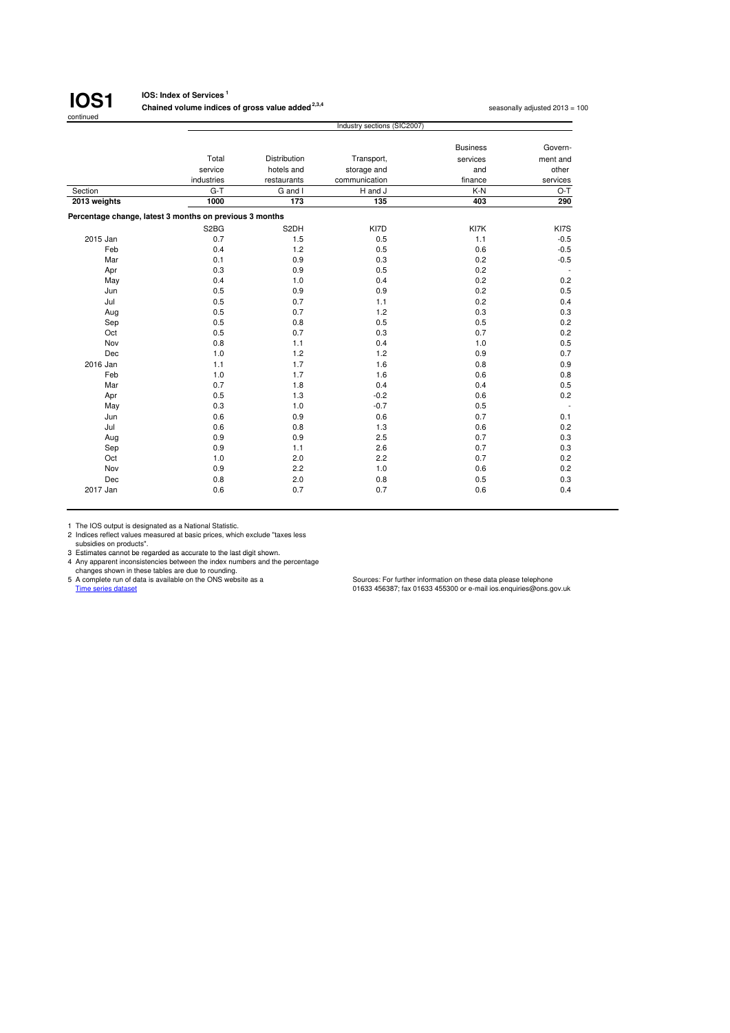# IOS1

continued

**IOS: Index of Services** [1]

**Chained volume indices of gross value added** [2,3,4]

seasonally adjusted 2013 = 100

| | Industry sections (SIC2007) | | | | |
|---|---|---|---|---|---|
| | Total service industries | Distribution hotels and restaurants | Transport, storage and communication | Business services and finance | Government and other services |
| Section | G-T | G and I | H and J | K-N | O-T |
| **2013 weights** | **1000** | **173** | **135** | **403** | **290** |
| **Percentage change, latest 3 months on previous 3 months** | | | | | |
| | S2BG | S2DH | KI7D | KI7K | KI7S |
| 2015 Jan | 0.7 | 1.5 | 0.5 | 1.1 | -0.5 |
| Feb | 0.4 | 1.2 | 0.5 | 0.6 | -0.5 |
| Mar | 0.1 | 0.9 | 0.3 | 0.2 | -0.5 |
| Apr | 0.3 | 0.9 | 0.5 | 0.2 | - |
| May | 0.4 | 1.0 | 0.4 | 0.2 | 0.2 |
| Jun | 0.5 | 0.9 | 0.9 | 0.2 | 0.5 |
| Jul | 0.5 | 0.7 | 1.1 | 0.2 | 0.4 |
| Aug | 0.5 | 0.7 | 1.2 | 0.3 | 0.3 |
| Sep | 0.5 | 0.8 | 0.5 | 0.5 | 0.2 |
| Oct | 0.5 | 0.7 | 0.3 | 0.7 | 0.2 |
| Nov | 0.8 | 1.1 | 0.4 | 1.0 | 0.5 |
| Dec | 1.0 | 1.2 | 1.2 | 0.9 | 0.7 |
| 2016 Jan | 1.1 | 1.7 | 1.6 | 0.8 | 0.9 |
| Feb | 1.0 | 1.7 | 1.6 | 0.6 | 0.8 |
| Mar | 0.7 | 1.8 | 0.4 | 0.4 | 0.5 |
| Apr | 0.5 | 1.3 | -0.2 | 0.6 | 0.2 |
| May | 0.3 | 1.0 | -0.7 | 0.5 | - |
| Jun | 0.6 | 0.9 | 0.6 | 0.7 | 0.1 |
| Jul | 0.6 | 0.8 | 1.3 | 0.6 | 0.2 |
| Aug | 0.9 | 0.9 | 2.5 | 0.7 | 0.3 |
| Sep | 0.9 | 1.1 | 2.6 | 0.7 | 0.3 |
| Oct | 1.0 | 2.0 | 2.2 | 0.7 | 0.2 |
| Nov | 0.9 | 2.2 | 1.0 | 0.6 | 0.2 |
| Dec | 0.8 | 2.0 | 0.8 | 0.5 | 0.3 |
| 2017 Jan | 0.6 | 0.7 | 0.7 | 0.6 | 0.4 |

1 The IOS output is designated as a National Statistic.
2 Indices reflect values measured at basic prices, which exclude "taxes less subsidies on products".
3 Estimates cannot be regarded as accurate to the last digit shown.
4 Any apparent inconsistencies between the index numbers and the percentage changes shown in these tables are due to rounding.
5 A complete run of data is available on the ONS website as a Time series dataset

Sources: For further information on these data please telephone 01633 456387; fax 01633 455300 or e-mail ios.enquiries@ons.gov.uk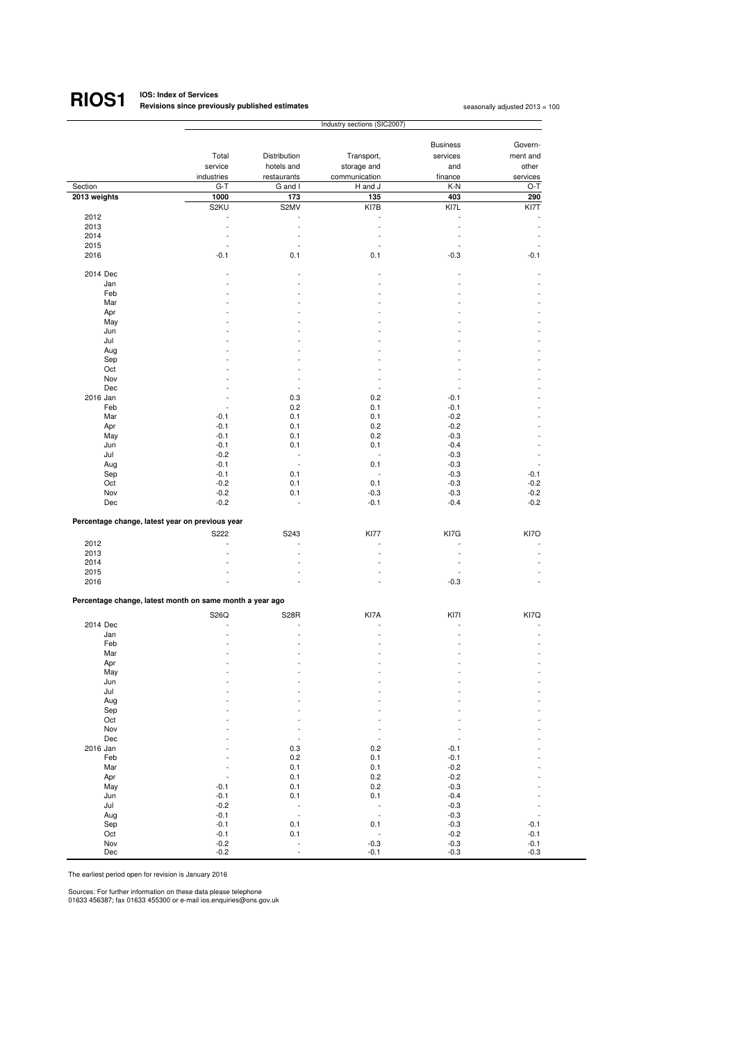# RIOS1 IOS: Index of Services

**Revisions since previously published estimates**

seasonally adjusted 2013 = 100

| | Industry sections (SIC2007) | | | | |
|---|---|---|---|---|---|
| | Total service industries | Distribution hotels and restaurants | Transport, storage and communication | Business services and finance | Government and other services |
| Section | G-T | G and I | H and J | K-N | O-T |
| **2013 weights** | **1000** | **173** | **135** | **403** | **290** |
| | S2KU | S2MV | KI7B | KI7L | KI7T |
| 2012 | - | - | - | - | - |
| 2013 | - | - | - | - | - |
| 2014 | - | - | - | - | - |
| 2015 | - | - | - | - | - |
| 2016 | -0.1 | 0.1 | 0.1 | -0.3 | -0.1 |
| 2014 Dec | - | - | - | - | - |
| Jan | - | - | - | - | - |
| Feb | - | - | - | - | - |
| Mar | - | - | - | - | - |
| Apr | - | - | - | - | - |
| May | - | - | - | - | - |
| Jun | - | - | - | - | - |
| Jul | - | - | - | - | - |
| Aug | - | - | - | - | - |
| Sep | - | - | - | - | - |
| Oct | - | - | - | - | - |
| Nov | - | - | - | - | - |
| Dec | - | - | - | - | - |
| 2016 Jan | - | 0.3 | 0.2 | -0.1 | - |
| Feb | - | 0.2 | 0.1 | -0.1 | - |
| Mar | -0.1 | 0.1 | 0.1 | -0.2 | - |
| Apr | -0.1 | 0.1 | 0.2 | -0.2 | - |
| May | -0.1 | 0.1 | 0.2 | -0.3 | - |
| Jun | -0.1 | 0.1 | 0.1 | -0.4 | - |
| Jul | -0.2 | - | - | -0.3 | - |
| Aug | -0.1 | - | 0.1 | -0.3 | - |
| Sep | -0.1 | 0.1 | - | -0.3 | -0.1 |
| Oct | -0.2 | 0.1 | 0.1 | -0.3 | -0.2 |
| Nov | -0.2 | 0.1 | -0.3 | -0.3 | -0.2 |
| Dec | -0.2 | - | -0.1 | -0.4 | -0.2 |
| **Percentage change, latest year on previous year** | | | | | |
| | S222 | S243 | KI77 | KI7G | KI7O |
| 2012 | - | - | - | - | - |
| 2013 | - | - | - | - | - |
| 2014 | - | - | - | - | - |
| 2015 | - | - | - | - | - |
| 2016 | - | - | - | -0.3 | - |
| **Percentage change, latest month on same month a year ago** | | | | | |
| | S26Q | S28R | KI7A | KI7I | KI7Q |
| 2014 Dec | - | - | - | - | - |
| Jan | - | - | - | - | - |
| Feb | - | - | - | - | - |
| Mar | - | - | - | - | - |
| Apr | - | - | - | - | - |
| May | - | - | - | - | - |
| Jun | - | - | - | - | - |
| Jul | - | - | - | - | - |
| Aug | - | - | - | - | - |
| Sep | - | - | - | - | - |
| Oct | - | - | - | - | - |
| Nov | - | - | - | - | - |
| Dec | - | - | - | - | - |
| 2016 Jan | - | 0.3 | 0.2 | -0.1 | - |
| Feb | - | 0.2 | 0.1 | -0.1 | - |
| Mar | - | 0.1 | 0.1 | -0.2 | - |
| Apr | - | 0.1 | 0.2 | -0.2 | - |
| May | -0.1 | 0.1 | 0.2 | -0.3 | - |
| Jun | -0.1 | 0.1 | 0.1 | -0.4 | - |
| Jul | -0.2 | - | - | -0.3 | - |
| Aug | -0.1 | - | - | -0.3 | - |
| Sep | -0.1 | 0.1 | 0.1 | -0.3 | -0.1 |
| Oct | -0.1 | 0.1 | - | -0.2 | -0.1 |
| Nov | -0.2 | - | -0.3 | -0.3 | -0.1 |
| Dec | -0.2 | - | -0.1 | -0.3 | -0.3 |

The earliest period open for revision is January 2016

Sources: For further information on these data please telephone 01633 456387; fax 01633 455300 or e-mail ios.enquiries@ons.gov.uk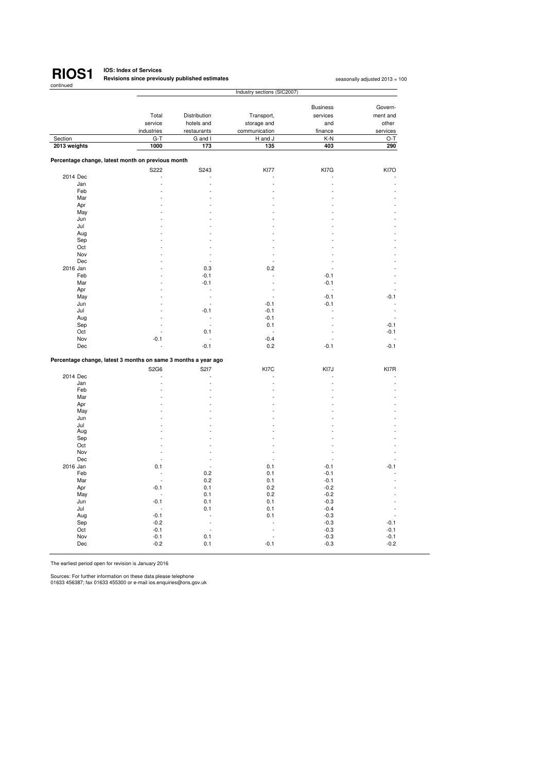# RIOS1

continued

**IOS: Index of Services**
**Revisions since previously published estimates**

seasonally adjusted 2013 = 100

| | Industry sections (SIC2007) | | | | |
|---|---|---|---|---|---|
| | Total service industries | Distribution hotels and restaurants | Transport, storage and communication | Business services and finance | Government and other services |
| Section | G-T | G and I | H and J | K-N | O-T |
| **2013 weights** | **1000** | **173** | **135** | **403** | **290** |
| **Percentage change, latest month on previous month** | | | | | |
| | S222 | S243 | KI77 | KI7G | KI7O |
| 2014 Dec | - | - | - | - | - |
| Jan | - | - | - | - | - |
| Feb | - | - | - | - | - |
| Mar | - | - | - | - | - |
| Apr | - | - | - | - | - |
| May | - | - | - | - | - |
| Jun | - | - | - | - | - |
| Jul | - | - | - | - | - |
| Aug | - | - | - | - | - |
| Sep | - | - | - | - | - |
| Oct | - | - | - | - | - |
| Nov | - | - | - | - | - |
| Dec | - | - | - | - | - |
| 2016 Jan | - | 0.3 | 0.2 | - | - |
| Feb | - | -0.1 | - | -0.1 | - |
| Mar | - | -0.1 | - | -0.1 | - |
| Apr | - | - | - | - | - |
| May | - | - | - | -0.1 | -0.1 |
| Jun | - | - | -0.1 | -0.1 | - |
| Jul | - | -0.1 | -0.1 | - | - |
| Aug | - | - | -0.1 | - | - |
| Sep | - | - | 0.1 | - | -0.1 |
| Oct | - | 0.1 | - | - | -0.1 |
| Nov | -0.1 | - | -0.4 | - | - |
| Dec | - | -0.1 | 0.2 | -0.1 | -0.1 |
| **Percentage change, latest 3 months on same 3 months a year ago** | | | | | |
| | S2G6 | S2I7 | KI7C | KI7J | KI7R |
| 2014 Dec | - | - | - | - | - |
| Jan | - | - | - | - | - |
| Feb | - | - | - | - | - |
| Mar | - | - | - | - | - |
| Apr | - | - | - | - | - |
| May | - | - | - | - | - |
| Jun | - | - | - | - | - |
| Jul | - | - | - | - | - |
| Aug | - | - | - | - | - |
| Sep | - | - | - | - | - |
| Oct | - | - | - | - | - |
| Nov | - | - | - | - | - |
| Dec | - | - | - | - | - |
| 2016 Jan | 0.1 | - | 0.1 | -0.1 | -0.1 |
| Feb | - | 0.2 | 0.1 | -0.1 | - |
| Mar | - | 0.2 | 0.1 | -0.1 | - |
| Apr | -0.1 | 0.1 | 0.2 | -0.2 | - |
| May | - | 0.1 | 0.2 | -0.2 | - |
| Jun | -0.1 | 0.1 | 0.1 | -0.3 | - |
| Jul | - | 0.1 | 0.1 | -0.4 | - |
| Aug | -0.1 | - | 0.1 | -0.3 | - |
| Sep | -0.2 | - | - | -0.3 | -0.1 |
| Oct | -0.1 | - | - | -0.3 | -0.1 |
| Nov | -0.1 | 0.1 | - | -0.3 | -0.1 |
| Dec | -0.2 | 0.1 | -0.1 | -0.3 | -0.2 |

The earliest period open for revision is January 2016

Sources: For further information on these data please telephone 01633 456387; fax 01633 455300 or e-mail ios.enquiries@ons.gov.uk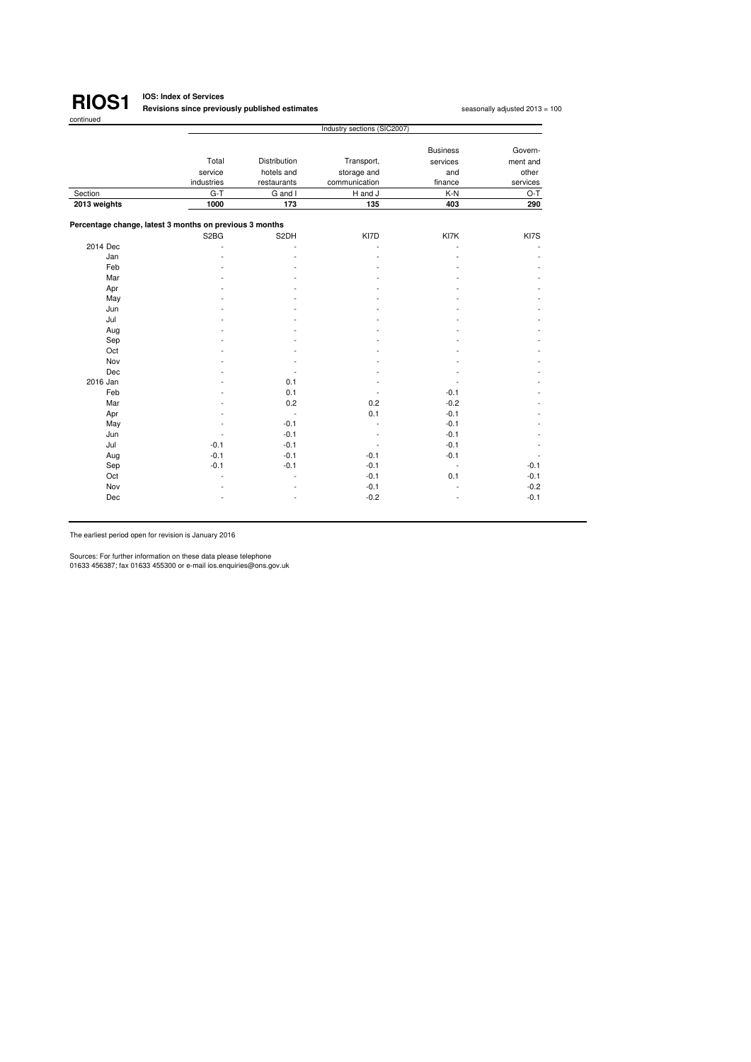# RIOS1

continued

**IOS: Index of Services**

**Revisions since previously published estimates**

seasonally adjusted 2013 = 100

| | Industry sections (SIC2007) | | | | |
|---|---|---|---|---|---|
| | Total service industries | Distribution hotels and restaurants | Transport, storage and communication | Business services and finance | Govern-ment and other services |
| Section | G-T | G and I | H and J | K-N | O-T |
| **2013 weights** | **1000** | **173** | **135** | **403** | **290** |
| **Percentage change, latest 3 months on previous 3 months** | | | | | |
| | S2BG | S2DH | KI7D | KI7K | KI7S |
| 2014 Dec | - | - | - | - | - |
| Jan | - | - | - | - | - |
| Feb | - | - | - | - | - |
| Mar | - | - | - | - | - |
| Apr | - | - | - | - | - |
| May | - | - | - | - | - |
| Jun | - | - | - | - | - |
| Jul | - | - | - | - | - |
| Aug | - | - | - | - | - |
| Sep | - | - | - | - | - |
| Oct | - | - | - | - | - |
| Nov | - | - | - | - | - |
| Dec | - | - | - | - | - |
| 2016 Jan | - | 0.1 | - | - | - |
| Feb | - | 0.1 | - | -0.1 | - |
| Mar | - | 0.2 | 0.2 | -0.2 | - |
| Apr | - | - | 0.1 | -0.1 | - |
| May | - | -0.1 | - | -0.1 | - |
| Jun | - | -0.1 | - | -0.1 | - |
| Jul | -0.1 | -0.1 | - | -0.1 | - |
| Aug | -0.1 | -0.1 | -0.1 | -0.1 | - |
| Sep | -0.1 | -0.1 | -0.1 | - | -0.1 |
| Oct | - | - | -0.1 | 0.1 | -0.1 |
| Nov | - | - | -0.1 | - | -0.2 |
| Dec | - | - | -0.2 | - | -0.1 |

The earliest period open for revision is January 2016

Sources: For further information on these data please telephone
01633 456387; fax 01633 455300 or e-mail ios.enquiries@ons.gov.uk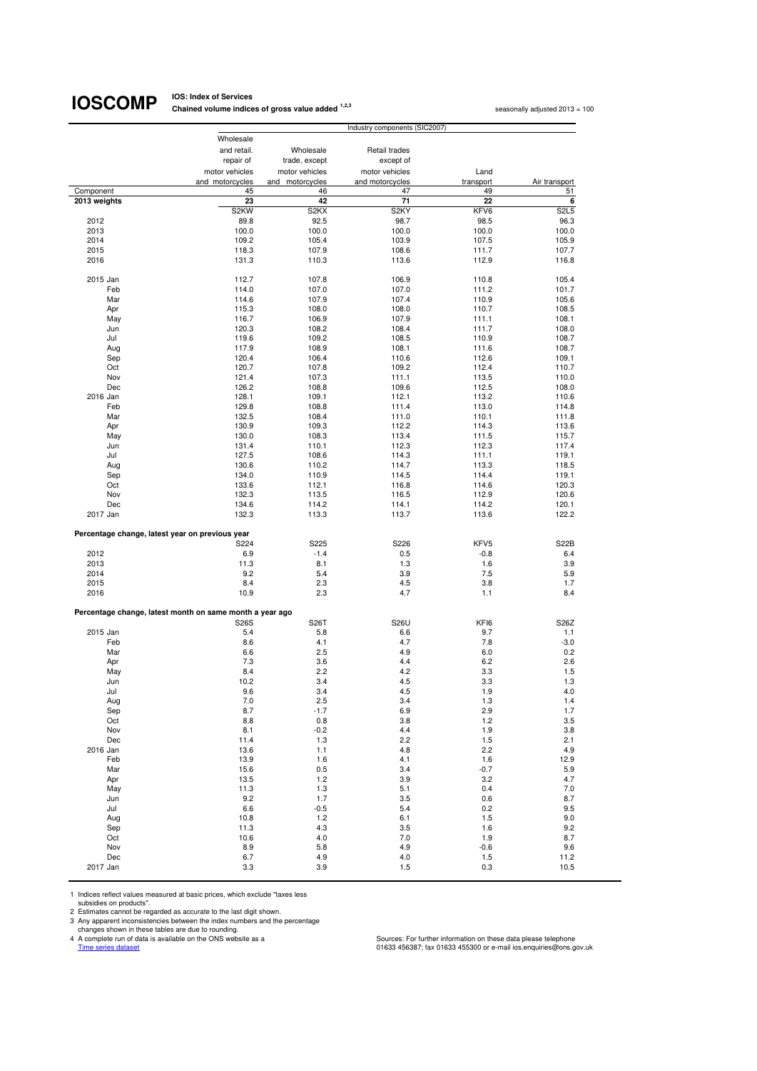# IOSCOMP

**IOS: Index of Services**

**Chained volume indices of gross value added [1,2,3]**

seasonally adjusted 2013 = 100

| | Industry components (SIC2007) | | | | |
|---|---|---|---|---|---|
| | Wholesale and retail. repair of motor vehicles and motorcycles | Wholesale trade, except motor vehicles and motorcycles | Retail trades except of motor vehicles and motorcycles | Land transport | Air transport |
| Component | 45 | 46 | 47 | 49 | 51 |
| **2013 weights** | **23** | **42** | **71** | **22** | **6** |
| | S2KW | S2KX | S2KY | KFV6 | S2L5 |
| 2012 | 89.8 | 92.5 | 98.7 | 98.5 | 96.3 |
| 2013 | 100.0 | 100.0 | 100.0 | 100.0 | 100.0 |
| 2014 | 109.2 | 105.4 | 103.9 | 107.5 | 105.9 |
| 2015 | 118.3 | 107.9 | 108.6 | 111.7 | 107.7 |
| 2016 | 131.3 | 110.3 | 113.6 | 112.9 | 116.8 |
| | | | | | |
| 2015 Jan | 112.7 | 107.8 | 106.9 | 110.8 | 105.4 |
| Feb | 114.0 | 107.0 | 107.0 | 111.2 | 101.7 |
| Mar | 114.6 | 107.9 | 107.4 | 110.9 | 105.6 |
| Apr | 115.3 | 108.0 | 108.0 | 110.7 | 108.5 |
| May | 116.7 | 106.9 | 107.9 | 111.1 | 108.1 |
| Jun | 120.3 | 108.2 | 108.4 | 111.7 | 108.0 |
| Jul | 119.6 | 109.2 | 108.5 | 110.9 | 108.7 |
| Aug | 117.9 | 108.9 | 108.1 | 111.6 | 108.7 |
| Sep | 120.4 | 106.4 | 110.6 | 112.6 | 109.1 |
| Oct | 120.7 | 107.8 | 109.2 | 112.4 | 110.7 |
| Nov | 121.4 | 107.3 | 111.1 | 113.5 | 110.0 |
| Dec | 126.2 | 108.8 | 109.6 | 112.5 | 108.0 |
| 2016 Jan | 128.1 | 109.1 | 112.1 | 113.2 | 110.6 |
| Feb | 129.8 | 108.8 | 111.4 | 113.0 | 114.8 |
| Mar | 132.5 | 108.4 | 111.0 | 110.1 | 111.8 |
| Apr | 130.9 | 109.3 | 112.2 | 114.3 | 113.6 |
| May | 130.0 | 108.3 | 113.4 | 111.5 | 115.7 |
| Jun | 131.4 | 110.1 | 112.3 | 112.3 | 117.4 |
| Jul | 127.5 | 108.6 | 114.3 | 111.1 | 119.1 |
| Aug | 130.6 | 110.2 | 114.7 | 113.3 | 118.5 |
| Sep | 134.0 | 110.9 | 114.5 | 114.4 | 119.1 |
| Oct | 133.6 | 112.1 | 116.8 | 114.6 | 120.3 |
| Nov | 132.3 | 113.5 | 116.5 | 112.9 | 120.6 |
| Dec | 134.6 | 114.2 | 114.1 | 114.2 | 120.1 |
| 2017 Jan | 132.3 | 113.3 | 113.7 | 113.6 | 122.2 |
| | | | | | |
| **Percentage change, latest year on previous year** | | | | | |
| | S224 | S225 | S226 | KFV5 | S22B |
| 2012 | 6.9 | -1.4 | 0.5 | -0.8 | 6.4 |
| 2013 | 11.3 | 8.1 | 1.3 | 1.6 | 3.9 |
| 2014 | 9.2 | 5.4 | 3.9 | 7.5 | 5.9 |
| 2015 | 8.4 | 2.3 | 4.5 | 3.8 | 1.7 |
| 2016 | 10.9 | 2.3 | 4.7 | 1.1 | 8.4 |
| | | | | | |
| **Percentage change, latest month on same month a year ago** | | | | | |
| | S26S | S26T | S26U | KFI6 | S26Z |
| 2015 Jan | 5.4 | 5.8 | 6.6 | 9.7 | 1.1 |
| Feb | 8.6 | 4.1 | 4.7 | 7.8 | -3.0 |
| Mar | 6.6 | 2.5 | 4.9 | 6.0 | 0.2 |
| Apr | 7.3 | 3.6 | 4.4 | 6.2 | 2.6 |
| May | 8.4 | 2.2 | 4.2 | 3.3 | 1.5 |
| Jun | 10.2 | 3.4 | 4.5 | 3.3 | 1.3 |
| Jul | 9.6 | 3.4 | 4.5 | 1.9 | 4.0 |
| Aug | 7.0 | 2.5 | 3.4 | 1.3 | 1.4 |
| Sep | 8.7 | -1.7 | 6.9 | 2.9 | 1.7 |
| Oct | 8.8 | 0.8 | 3.8 | 1.2 | 3.5 |
| Nov | 8.1 | -0.2 | 4.4 | 1.9 | 3.8 |
| Dec | 11.4 | 1.3 | 2.2 | 1.5 | 2.1 |
| 2016 Jan | 13.6 | 1.1 | 4.8 | 2.2 | 4.9 |
| Feb | 13.9 | 1.6 | 4.1 | 1.6 | 12.9 |
| Mar | 15.6 | 0.5 | 3.4 | -0.7 | 5.9 |
| Apr | 13.5 | 1.2 | 3.9 | 3.2 | 4.7 |
| May | 11.3 | 1.3 | 5.1 | 0.4 | 7.0 |
| Jun | 9.2 | 1.7 | 3.5 | 0.6 | 8.7 |
| Jul | 6.6 | -0.5 | 5.4 | 0.2 | 9.5 |
| Aug | 10.8 | 1.2 | 6.1 | 1.5 | 9.0 |
| Sep | 11.3 | 4.3 | 3.5 | 1.6 | 9.2 |
| Oct | 10.6 | 4.0 | 7.0 | 1.9 | 8.7 |
| Nov | 8.9 | 5.8 | 4.9 | -0.6 | 9.6 |
| Dec | 6.7 | 4.9 | 4.0 | 1.5 | 11.2 |
| 2017 Jan | 3.3 | 3.9 | 1.5 | 0.3 | 10.5 |

1 Indices reflect values measured at basic prices, which exclude "taxes less subsidies on products".
2 Estimates cannot be regarded as accurate to the last digit shown.
3 Any apparent inconsistencies between the index numbers and the percentage changes shown in these tables are due to rounding.
4 A complete run of data is available on the ONS website as a Time series dataset

Sources: For further information on these data please telephone 01633 456387; fax 01633 455300 or e-mail ios.enquiries@ons.gov.uk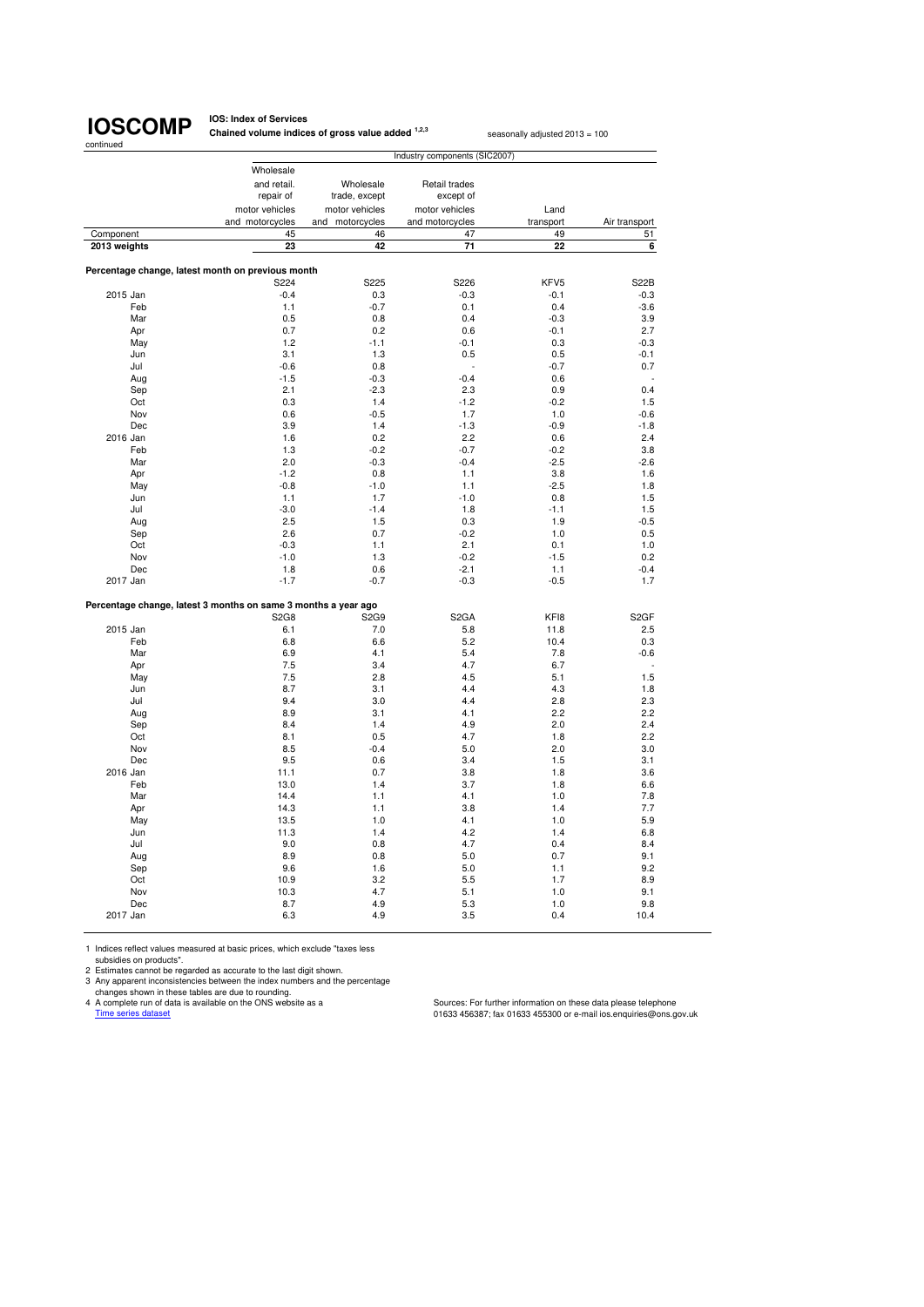# IOSCOMP

continued

**IOS: Index of Services**

**Chained volume indices of gross value added [1,2,3]**

seasonally adjusted 2013 = 100

| | Industry components (SIC2007) | | | | |
|---|---|---|---|---|---|
| | Wholesale and retail. repair of motor vehicles and motorcycles | Wholesale trade, except motor vehicles and motorcycles | Retail trades except of motor vehicles and motorcycles | Land transport | Air transport |
| Component | 45 | 46 | 47 | 49 | 51 |
| **2013 weights** | **23** | **42** | **71** | **22** | **6** |
| **Percentage change, latest month on previous month** | | | | | |
| | S224 | S225 | S226 | KFV5 | S22B |
| 2015 Jan | -0.4 | 0.3 | -0.3 | -0.1 | -0.3 |
| Feb | 1.1 | -0.7 | 0.1 | 0.4 | -3.6 |
| Mar | 0.5 | 0.8 | 0.4 | -0.3 | 3.9 |
| Apr | 0.7 | 0.2 | 0.6 | -0.1 | 2.7 |
| May | 1.2 | -1.1 | -0.1 | 0.3 | -0.3 |
| Jun | 3.1 | 1.3 | 0.5 | 0.5 | -0.1 |
| Jul | -0.6 | 0.8 | - | -0.7 | 0.7 |
| Aug | -1.5 | -0.3 | -0.4 | 0.6 | - |
| Sep | 2.1 | -2.3 | 2.3 | 0.9 | 0.4 |
| Oct | 0.3 | 1.4 | -1.2 | -0.2 | 1.5 |
| Nov | 0.6 | -0.5 | 1.7 | 1.0 | -0.6 |
| Dec | 3.9 | 1.4 | -1.3 | -0.9 | -1.8 |
| 2016 Jan | 1.6 | 0.2 | 2.2 | 0.6 | 2.4 |
| Feb | 1.3 | -0.2 | -0.7 | -0.2 | 3.8 |
| Mar | 2.0 | -0.3 | -0.4 | -2.5 | -2.6 |
| Apr | -1.2 | 0.8 | 1.1 | 3.8 | 1.6 |
| May | -0.8 | -1.0 | 1.1 | -2.5 | 1.8 |
| Jun | 1.1 | 1.7 | -1.0 | 0.8 | 1.5 |
| Jul | -3.0 | -1.4 | 1.8 | -1.1 | 1.5 |
| Aug | 2.5 | 1.5 | 0.3 | 1.9 | -0.5 |
| Sep | 2.6 | 0.7 | -0.2 | 1.0 | 0.5 |
| Oct | -0.3 | 1.1 | 2.1 | 0.1 | 1.0 |
| Nov | -1.0 | 1.3 | -0.2 | -1.5 | 0.2 |
| Dec | 1.8 | 0.6 | -2.1 | 1.1 | -0.4 |
| 2017 Jan | -1.7 | -0.7 | -0.3 | -0.5 | 1.7 |
| **Percentage change, latest 3 months on same 3 months a year ago** | | | | | |
| | S2G8 | S2G9 | S2GA | KFI8 | S2GF |
| 2015 Jan | 6.1 | 7.0 | 5.8 | 11.8 | 2.5 |
| Feb | 6.8 | 6.6 | 5.2 | 10.4 | 0.3 |
| Mar | 6.9 | 4.1 | 5.4 | 7.8 | -0.6 |
| Apr | 7.5 | 3.4 | 4.7 | 6.7 | - |
| May | 7.5 | 2.8 | 4.5 | 5.1 | 1.5 |
| Jun | 8.7 | 3.1 | 4.4 | 4.3 | 1.8 |
| Jul | 9.4 | 3.0 | 4.4 | 2.8 | 2.3 |
| Aug | 8.9 | 3.1 | 4.1 | 2.2 | 2.2 |
| Sep | 8.4 | 1.4 | 4.9 | 2.0 | 2.4 |
| Oct | 8.1 | 0.5 | 4.7 | 1.8 | 2.2 |
| Nov | 8.5 | -0.4 | 5.0 | 2.0 | 3.0 |
| Dec | 9.5 | 0.6 | 3.4 | 1.5 | 3.1 |
| 2016 Jan | 11.1 | 0.7 | 3.8 | 1.8 | 3.6 |
| Feb | 13.0 | 1.4 | 3.7 | 1.8 | 6.6 |
| Mar | 14.4 | 1.1 | 4.1 | 1.0 | 7.8 |
| Apr | 14.3 | 1.1 | 3.8 | 1.4 | 7.7 |
| May | 13.5 | 1.0 | 4.1 | 1.0 | 5.9 |
| Jun | 11.3 | 1.4 | 4.2 | 1.4 | 6.8 |
| Jul | 9.0 | 0.8 | 4.7 | 0.4 | 8.4 |
| Aug | 8.9 | 0.8 | 5.0 | 0.7 | 9.1 |
| Sep | 9.6 | 1.6 | 5.0 | 1.1 | 9.2 |
| Oct | 10.9 | 3.2 | 5.5 | 1.7 | 8.9 |
| Nov | 10.3 | 4.7 | 5.1 | 1.0 | 9.1 |
| Dec | 8.7 | 4.9 | 5.3 | 1.0 | 9.8 |
| 2017 Jan | 6.3 | 4.9 | 3.5 | 0.4 | 10.4 |

1 Indices reflect values measured at basic prices, which exclude "taxes less subsidies on products".
2 Estimates cannot be regarded as accurate to the last digit shown.
3 Any apparent inconsistencies between the index numbers and the percentage changes shown in these tables are due to rounding.
4 A complete run of data is available on the ONS website as a Time series dataset

Sources: For further information on these data please telephone 01633 456387; fax 01633 455300 or e-mail ios.enquiries@ons.gov.uk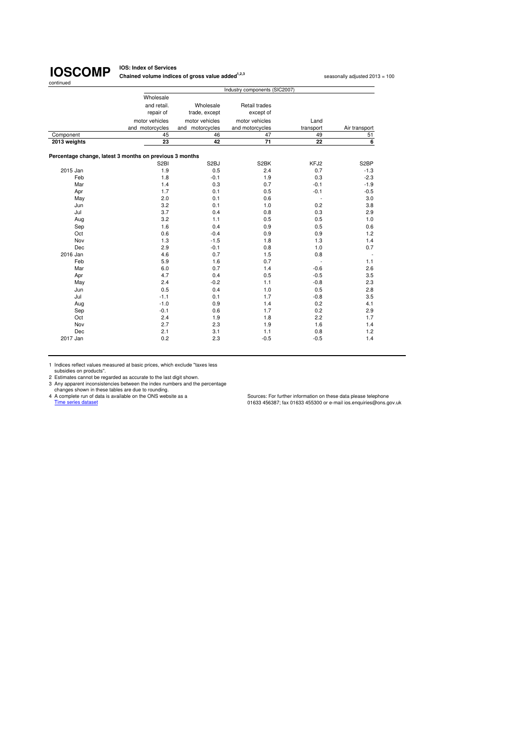# IOSCOMP

**IOS: Index of Services**

**Chained volume indices of gross value added[1,2,3]**

continued

seasonally adjusted 2013 = 100

| | Industry components (SIC2007) | | | | |
|---|---|---|---|---|---|
| | Wholesale and retail. repair of motor vehicles and motorcycles | Wholesale trade, except motor vehicles and motorcycles | Retail trades except of motor vehicles and motorcycles | Land transport | Air transport |
| Component | 45 | 46 | 47 | 49 | 51 |
| **2013 weights** | **23** | **42** | **71** | **22** | **6** |
| **Percentage change, latest 3 months on previous 3 months** | | | | | |
| | S2BI | S2BJ | S2BK | KFJ2 | S2BP |
| 2015 Jan | 1.9 | 0.5 | 2.4 | 0.7 | -1.3 |
| Feb | 1.8 | -0.1 | 1.9 | 0.3 | -2.3 |
| Mar | 1.4 | 0.3 | 0.7 | -0.1 | -1.9 |
| Apr | 1.7 | 0.1 | 0.5 | -0.1 | -0.5 |
| May | 2.0 | 0.1 | 0.6 | - | 3.0 |
| Jun | 3.2 | 0.1 | 1.0 | 0.2 | 3.8 |
| Jul | 3.7 | 0.4 | 0.8 | 0.3 | 2.9 |
| Aug | 3.2 | 1.1 | 0.5 | 0.5 | 1.0 |
| Sep | 1.6 | 0.4 | 0.9 | 0.5 | 0.6 |
| Oct | 0.6 | -0.4 | 0.9 | 0.9 | 1.2 |
| Nov | 1.3 | -1.5 | 1.8 | 1.3 | 1.4 |
| Dec | 2.9 | -0.1 | 0.8 | 1.0 | 0.7 |
| 2016 Jan | 4.6 | 0.7 | 1.5 | 0.8 | - |
| Feb | 5.9 | 1.6 | 0.7 | - | 1.1 |
| Mar | 6.0 | 0.7 | 1.4 | -0.6 | 2.6 |
| Apr | 4.7 | 0.4 | 0.5 | -0.5 | 3.5 |
| May | 2.4 | -0.2 | 1.1 | -0.8 | 2.3 |
| Jun | 0.5 | 0.4 | 1.0 | 0.5 | 2.8 |
| Jul | -1.1 | 0.1 | 1.7 | -0.8 | 3.5 |
| Aug | -1.0 | 0.9 | 1.4 | 0.2 | 4.1 |
| Sep | -0.1 | 0.6 | 1.7 | 0.2 | 2.9 |
| Oct | 2.4 | 1.9 | 1.8 | 2.2 | 1.7 |
| Nov | 2.7 | 2.3 | 1.9 | 1.6 | 1.4 |
| Dec | 2.1 | 3.1 | 1.1 | 0.8 | 1.2 |
| 2017 Jan | 0.2 | 2.3 | -0.5 | -0.5 | 1.4 |

1 Indices reflect values measured at basic prices, which exclude "taxes less subsidies on products".
2 Estimates cannot be regarded as accurate to the last digit shown.
3 Any apparent inconsistencies between the index numbers and the percentage changes shown in these tables are due to rounding.
4 A complete run of data is available on the ONS website as a Time series dataset

Sources: For further information on these data please telephone 01633 456387; fax 01633 455300 or e-mail ios.enquiries@ons.gov.uk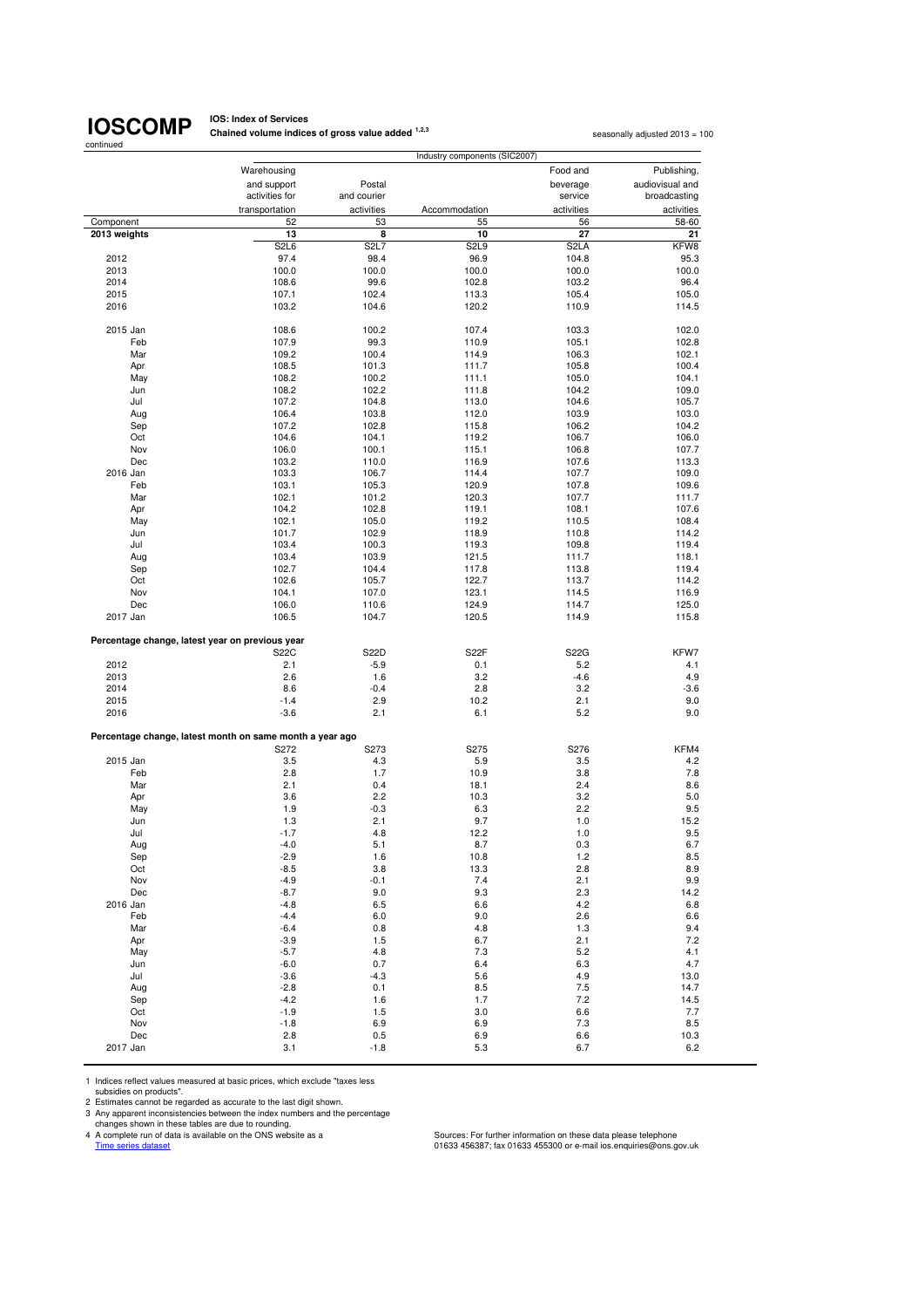# IOSCOMP

continued

**IOS: Index of Services**
**Chained volume indices of gross value added [1,2,3]**

seasonally adjusted 2013 = 100

| | Industry components (SIC2007) | | | | |
|---|---|---|---|---|---|
| | Warehousing and support activities for transportation | Postal and courier activities | Accommodation | Food and beverage service activities | Publishing, audiovisual and broadcasting activities |
| Component | 52 | 53 | 55 | 56 | 58-60 |
| **2013 weights** | **13** | **8** | **10** | **27** | **21** |
| | S2L6 | S2L7 | S2L9 | S2LA | KFW8 |
| 2012 | 97.4 | 98.4 | 96.9 | 104.8 | 95.3 |
| 2013 | 100.0 | 100.0 | 100.0 | 100.0 | 100.0 |
| 2014 | 108.6 | 99.6 | 102.8 | 103.2 | 96.4 |
| 2015 | 107.1 | 102.4 | 113.3 | 105.4 | 105.0 |
| 2016 | 103.2 | 104.6 | 120.2 | 110.9 | 114.5 |
| 2015 Jan | 108.6 | 100.2 | 107.4 | 103.3 | 102.0 |
| Feb | 107.9 | 99.3 | 110.9 | 105.1 | 102.8 |
| Mar | 109.2 | 100.4 | 114.9 | 106.3 | 102.1 |
| Apr | 108.5 | 101.3 | 111.7 | 105.8 | 100.4 |
| May | 108.2 | 100.2 | 111.1 | 105.0 | 104.1 |
| Jun | 108.2 | 102.2 | 111.8 | 104.2 | 109.0 |
| Jul | 107.2 | 104.8 | 113.0 | 104.6 | 105.7 |
| Aug | 106.4 | 103.8 | 112.0 | 103.9 | 103.0 |
| Sep | 107.2 | 102.8 | 115.8 | 106.2 | 104.2 |
| Oct | 104.6 | 104.1 | 119.2 | 106.7 | 106.0 |
| Nov | 106.0 | 100.1 | 115.1 | 106.8 | 107.7 |
| Dec | 103.2 | 110.0 | 116.9 | 107.6 | 113.3 |
| 2016 Jan | 103.3 | 106.7 | 114.4 | 107.7 | 109.0 |
| Feb | 103.1 | 105.3 | 120.9 | 107.8 | 109.6 |
| Mar | 102.1 | 101.2 | 120.3 | 107.7 | 111.7 |
| Apr | 104.2 | 102.8 | 119.1 | 108.1 | 107.6 |
| May | 102.1 | 105.0 | 119.2 | 110.5 | 108.4 |
| Jun | 101.7 | 102.9 | 118.9 | 110.8 | 114.2 |
| Jul | 103.4 | 100.3 | 119.3 | 109.8 | 119.4 |
| Aug | 103.4 | 103.9 | 121.5 | 111.7 | 118.1 |
| Sep | 102.7 | 104.4 | 117.8 | 113.8 | 119.4 |
| Oct | 102.6 | 105.7 | 122.7 | 113.7 | 114.2 |
| Nov | 104.1 | 107.0 | 123.1 | 114.5 | 116.9 |
| Dec | 106.0 | 110.6 | 124.9 | 114.7 | 125.0 |
| 2017 Jan | 106.5 | 104.7 | 120.5 | 114.9 | 115.8 |
| **Percentage change, latest year on previous year** | | | | | |
| | S22C | S22D | S22F | S22G | KFW7 |
| 2012 | 2.1 | -5.9 | 0.1 | 5.2 | 4.1 |
| 2013 | 2.6 | 1.6 | 3.2 | -4.6 | 4.9 |
| 2014 | 8.6 | -0.4 | 2.8 | 3.2 | -3.6 |
| 2015 | -1.4 | 2.9 | 10.2 | 2.1 | 9.0 |
| 2016 | -3.6 | 2.1 | 6.1 | 5.2 | 9.0 |
| **Percentage change, latest month on same month a year ago** | | | | | |
| | S272 | S273 | S275 | S276 | KFM4 |
| 2015 Jan | 3.5 | 4.3 | 5.9 | 3.5 | 4.2 |
| Feb | 2.8 | 1.7 | 10.9 | 3.8 | 7.8 |
| Mar | 2.1 | 0.4 | 18.1 | 2.4 | 8.6 |
| Apr | 3.6 | 2.2 | 10.3 | 3.2 | 5.0 |
| May | 1.9 | -0.3 | 6.3 | 2.2 | 9.5 |
| Jun | 1.3 | 2.1 | 9.7 | 1.0 | 15.2 |
| Jul | -1.7 | 4.8 | 12.2 | 1.0 | 9.5 |
| Aug | -4.0 | 5.1 | 8.7 | 0.3 | 6.7 |
| Sep | -2.9 | 1.6 | 10.8 | 1.2 | 8.5 |
| Oct | -8.5 | 3.8 | 13.3 | 2.8 | 8.9 |
| Nov | -4.9 | -0.1 | 7.4 | 2.1 | 9.9 |
| Dec | -8.7 | 9.0 | 9.3 | 2.3 | 14.2 |
| 2016 Jan | -4.8 | 6.5 | 6.6 | 4.2 | 6.8 |
| Feb | -4.4 | 6.0 | 9.0 | 2.6 | 6.6 |
| Mar | -6.4 | 0.8 | 4.8 | 1.3 | 9.4 |
| Apr | -3.9 | 1.5 | 6.7 | 2.1 | 7.2 |
| May | -5.7 | 4.8 | 7.3 | 5.2 | 4.1 |
| Jun | -6.0 | 0.7 | 6.4 | 6.3 | 4.7 |
| Jul | -3.6 | -4.3 | 5.6 | 4.9 | 13.0 |
| Aug | -2.8 | 0.1 | 8.5 | 7.5 | 14.7 |
| Sep | -4.2 | 1.6 | 1.7 | 7.2 | 14.5 |
| Oct | -1.9 | 1.5 | 3.0 | 6.6 | 7.7 |
| Nov | -1.8 | 6.9 | 6.9 | 7.3 | 8.5 |
| Dec | 2.8 | 0.5 | 6.9 | 6.6 | 10.3 |
| 2017 Jan | 3.1 | -1.8 | 5.3 | 6.7 | 6.2 |

1 Indices reflect values measured at basic prices, which exclude "taxes less subsidies on products".
2 Estimates cannot be regarded as accurate to the last digit shown.
3 Any apparent inconsistencies between the index numbers and the percentage changes shown in these tables are due to rounding.
4 A complete run of data is available on the ONS website as a Time series dataset

Sources: For further information on these data please telephone 01633 456387; fax 01633 455300 or e-mail ios.enquiries@ons.gov.uk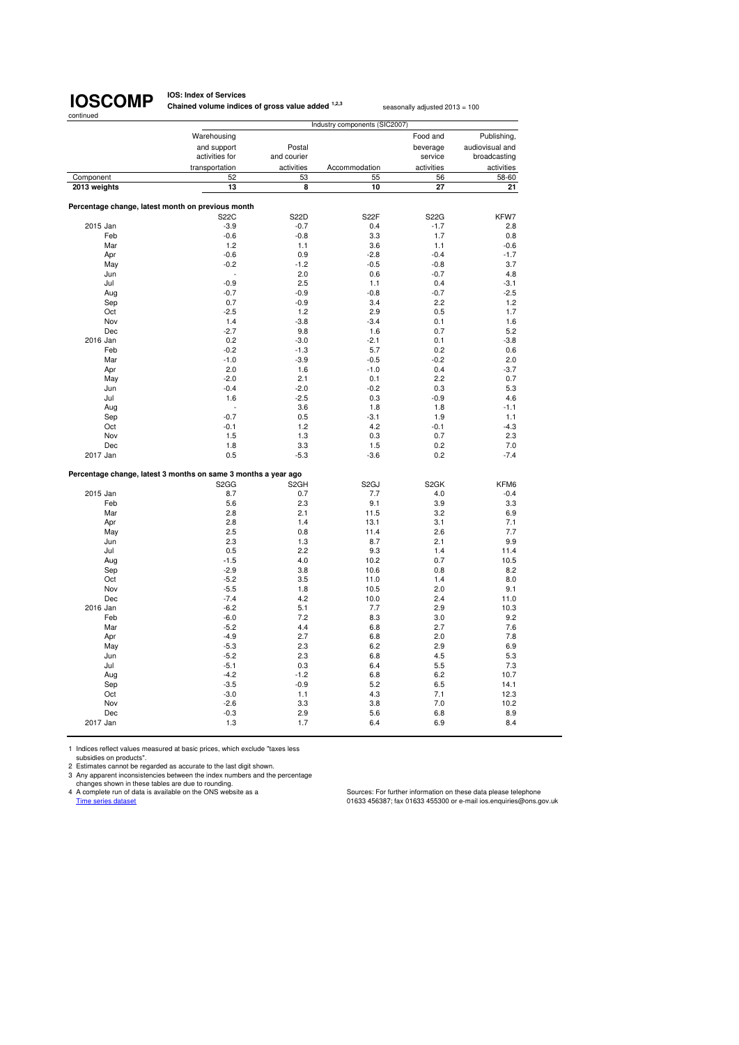# IOSCOMP

continued

**IOS: Index of Services**
**Chained volume indices of gross value added [1,2,3]**

seasonally adjusted 2013 = 100

| | Industry components (SIC2007) | | | | |
|---|---|---|---|---|---|
| | Warehousing and support activities for transportation | Postal and courier activities | Accommodation | Food and beverage service activities | Publishing, audiovisual and broadcasting activities |
| Component | 52 | 53 | 55 | 56 | 58-60 |
| **2013 weights** | **13** | **8** | **10** | **27** | **21** |
| **Percentage change, latest month on previous month** | | | | | |
| | S22C | S22D | S22F | S22G | KFW7 |
| 2015 Jan | -3.9 | -0.7 | 0.4 | -1.7 | 2.8 |
| Feb | -0.6 | -0.8 | 3.3 | 1.7 | 0.8 |
| Mar | 1.2 | 1.1 | 3.6 | 1.1 | -0.6 |
| Apr | -0.6 | 0.9 | -2.8 | -0.4 | -1.7 |
| May | -0.2 | -1.2 | -0.5 | -0.8 | 3.7 |
| Jun | - | 2.0 | 0.6 | -0.7 | 4.8 |
| Jul | -0.9 | 2.5 | 1.1 | 0.4 | -3.1 |
| Aug | -0.7 | -0.9 | -0.8 | -0.7 | -2.5 |
| Sep | 0.7 | -0.9 | 3.4 | 2.2 | 1.2 |
| Oct | -2.5 | 1.2 | 2.9 | 0.5 | 1.7 |
| Nov | 1.4 | -3.8 | -3.4 | 0.1 | 1.6 |
| Dec | -2.7 | 9.8 | 1.6 | 0.7 | 5.2 |
| 2016 Jan | 0.2 | -3.0 | -2.1 | 0.1 | -3.8 |
| Feb | -0.2 | -1.3 | 5.7 | 0.2 | 0.6 |
| Mar | -1.0 | -3.9 | -0.5 | -0.2 | 2.0 |
| Apr | 2.0 | 1.6 | -1.0 | 0.4 | -3.7 |
| May | -2.0 | 2.1 | 0.1 | 2.2 | 0.7 |
| Jun | -0.4 | -2.0 | -0.2 | 0.3 | 5.3 |
| Jul | 1.6 | -2.5 | 0.3 | -0.9 | 4.6 |
| Aug | - | 3.6 | 1.8 | 1.8 | -1.1 |
| Sep | -0.7 | 0.5 | -3.1 | 1.9 | 1.1 |
| Oct | -0.1 | 1.2 | 4.2 | -0.1 | -4.3 |
| Nov | 1.5 | 1.3 | 0.3 | 0.7 | 2.3 |
| Dec | 1.8 | 3.3 | 1.5 | 0.2 | 7.0 |
| 2017 Jan | 0.5 | -5.3 | -3.6 | 0.2 | -7.4 |
| **Percentage change, latest 3 months on same 3 months a year ago** | | | | | |
| | S2GG | S2GH | S2GJ | S2GK | KFM6 |
| 2015 Jan | 8.7 | 0.7 | 7.7 | 4.0 | -0.4 |
| Feb | 5.6 | 2.3 | 9.1 | 3.9 | 3.3 |
| Mar | 2.8 | 2.1 | 11.5 | 3.2 | 6.9 |
| Apr | 2.8 | 1.4 | 13.1 | 3.1 | 7.1 |
| May | 2.5 | 0.8 | 11.4 | 2.6 | 7.7 |
| Jun | 2.3 | 1.3 | 8.7 | 2.1 | 9.9 |
| Jul | 0.5 | 2.2 | 9.3 | 1.4 | 11.4 |
| Aug | -1.5 | 4.0 | 10.2 | 0.7 | 10.5 |
| Sep | -2.9 | 3.8 | 10.6 | 0.8 | 8.2 |
| Oct | -5.2 | 3.5 | 11.0 | 1.4 | 8.0 |
| Nov | -5.5 | 1.8 | 10.5 | 2.0 | 9.1 |
| Dec | -7.4 | 4.2 | 10.0 | 2.4 | 11.0 |
| 2016 Jan | -6.2 | 5.1 | 7.7 | 2.9 | 10.3 |
| Feb | -6.0 | 7.2 | 8.3 | 3.0 | 9.2 |
| Mar | -5.2 | 4.4 | 6.8 | 2.7 | 7.6 |
| Apr | -4.9 | 2.7 | 6.8 | 2.0 | 7.8 |
| May | -5.3 | 2.3 | 6.2 | 2.9 | 6.9 |
| Jun | -5.2 | 2.3 | 6.8 | 4.5 | 5.3 |
| Jul | -5.1 | 0.3 | 6.4 | 5.5 | 7.3 |
| Aug | -4.2 | -1.2 | 6.8 | 6.2 | 10.7 |
| Sep | -3.5 | -0.9 | 5.2 | 6.5 | 14.1 |
| Oct | -3.0 | 1.1 | 4.3 | 7.1 | 12.3 |
| Nov | -2.6 | 3.3 | 3.8 | 7.0 | 10.2 |
| Dec | -0.3 | 2.9 | 5.6 | 6.8 | 8.9 |
| 2017 Jan | 1.3 | 1.7 | 6.4 | 6.9 | 8.4 |

1 Indices reflect values measured at basic prices, which exclude "taxes less subsidies on products".
2 Estimates cannot be regarded as accurate to the last digit shown.
3 Any apparent inconsistencies between the index numbers and the percentage changes shown in these tables are due to rounding.
4 A complete run of data is available on the ONS website as a Time series dataset

Sources: For further information on these data please telephone 01633 456387; fax 01633 455300 or e-mail ios.enquiries@ons.gov.uk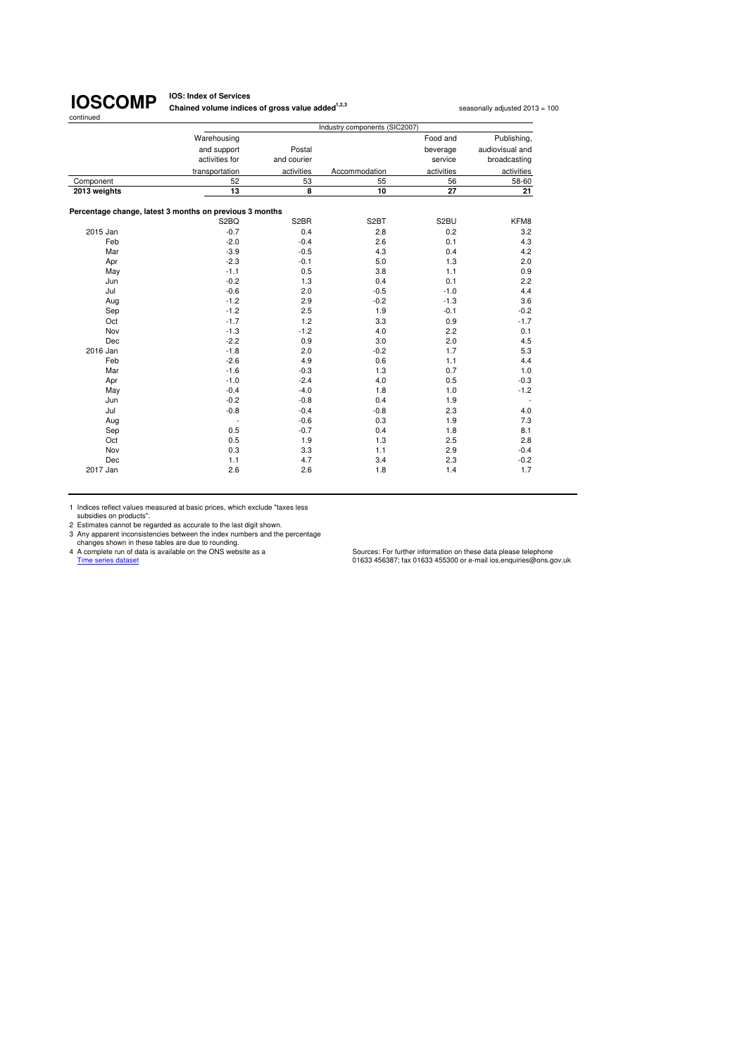# IOSCOMP

continued

**IOS: Index of Services**

**Chained volume indices of gross value added[1,2,3]**

seasonally adjusted 2013 = 100

| | Industry components (SIC2007) | | | | |
|---|---|---|---|---|---|
| | Warehousing and support activities for transportation | Postal and courier activities | Accommodation | Food and beverage service activities | Publishing, audiovisual and broadcasting activities |
| Component | 52 | 53 | 55 | 56 | 58-60 |
| **2013 weights** | **13** | **8** | **10** | **27** | **21** |
| **Percentage change, latest 3 months on previous 3 months** | | | | | |
| | S2BQ | S2BR | S2BT | S2BU | KFM8 |
| 2015 Jan | -0.7 | 0.4 | 2.8 | 0.2 | 3.2 |
| Feb | -2.0 | -0.4 | 2.6 | 0.1 | 4.3 |
| Mar | -3.9 | -0.5 | 4.3 | 0.4 | 4.2 |
| Apr | -2.3 | -0.1 | 5.0 | 1.3 | 2.0 |
| May | -1.1 | 0.5 | 3.8 | 1.1 | 0.9 |
| Jun | -0.2 | 1.3 | 0.4 | 0.1 | 2.2 |
| Jul | -0.6 | 2.0 | -0.5 | -1.0 | 4.4 |
| Aug | -1.2 | 2.9 | -0.2 | -1.3 | 3.6 |
| Sep | -1.2 | 2.5 | 1.9 | -0.1 | -0.2 |
| Oct | -1.7 | 1.2 | 3.3 | 0.9 | -1.7 |
| Nov | -1.3 | -1.2 | 4.0 | 2.2 | 0.1 |
| Dec | -2.2 | 0.9 | 3.0 | 2.0 | 4.5 |
| 2016 Jan | -1.8 | 2.0 | -0.2 | 1.7 | 5.3 |
| Feb | -2.6 | 4.9 | 0.6 | 1.1 | 4.4 |
| Mar | -1.6 | -0.3 | 1.3 | 0.7 | 1.0 |
| Apr | -1.0 | -2.4 | 4.0 | 0.5 | -0.3 |
| May | -0.4 | -4.0 | 1.8 | 1.0 | -1.2 |
| Jun | -0.2 | -0.8 | 0.4 | 1.9 | - |
| Jul | -0.8 | -0.4 | -0.8 | 2.3 | 4.0 |
| Aug | - | -0.6 | 0.3 | 1.9 | 7.3 |
| Sep | 0.5 | -0.7 | 0.4 | 1.8 | 8.1 |
| Oct | 0.5 | 1.9 | 1.3 | 2.5 | 2.8 |
| Nov | 0.3 | 3.3 | 1.1 | 2.9 | -0.4 |
| Dec | 1.1 | 4.7 | 3.4 | 2.3 | -0.2 |
| 2017 Jan | 2.6 | 2.6 | 1.8 | 1.4 | 1.7 |

1 Indices reflect values measured at basic prices, which exclude "taxes less subsidies on products".

2 Estimates cannot be regarded as accurate to the last digit shown.

3 Any apparent inconsistencies between the index numbers and the percentage changes shown in these tables are due to rounding.

4 A complete run of data is available on the ONS website as a Time series dataset

Sources: For further information on these data please telephone 01633 456387; fax 01633 455300 or e-mail ios.enquiries@ons.gov.uk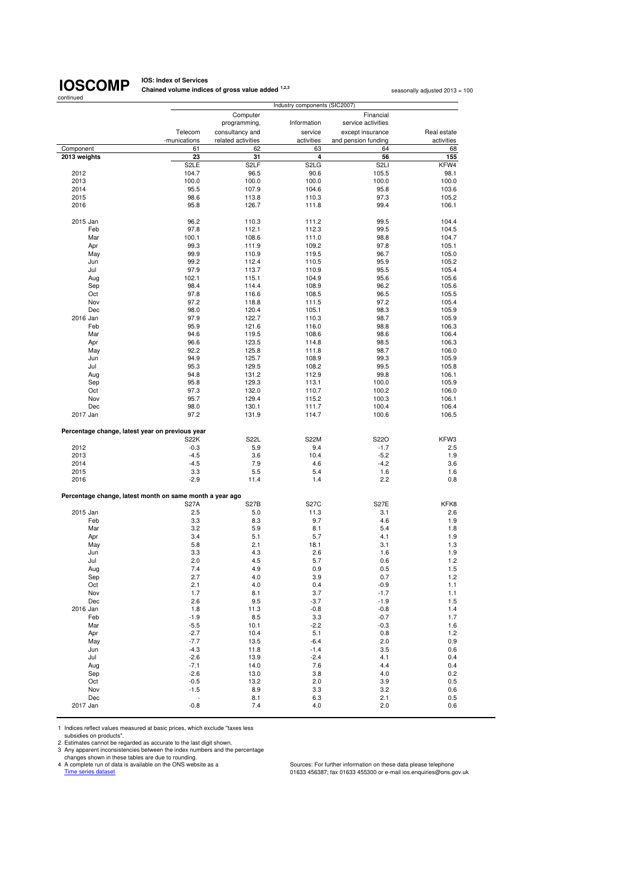# IOSCOMP

continued

**IOS: Index of Services**
**Chained volume indices of gross value added [1,2,3]**

seasonally adjusted 2013 = 100

| | Industry components (SIC2007) | | | | |
|---|---|---|---|---|---|
| | Telecom -munications | Computer programming, consultancy and related activities | Information service activities | Financial service activities except insurance and pension funding | Real estate activities |
| Component | 61 | 62 | 63 | 64 | 68 |
| **2013 weights** | **23** | **31** | **4** | **56** | **155** |
| | S2LE | S2LF | S2LG | S2LI | KFW4 |
| 2012 | 104.7 | 96.5 | 90.6 | 105.5 | 98.1 |
| 2013 | 100.0 | 100.0 | 100.0 | 100.0 | 100.0 |
| 2014 | 95.5 | 107.9 | 104.6 | 95.8 | 103.6 |
| 2015 | 98.6 | 113.8 | 110.3 | 97.3 | 105.2 |
| 2016 | 95.8 | 126.7 | 111.8 | 99.4 | 106.1 |
| 2015 Jan | 96.2 | 110.3 | 111.2 | 99.5 | 104.4 |
| Feb | 97.8 | 112.1 | 112.3 | 99.5 | 104.5 |
| Mar | 100.1 | 108.6 | 111.0 | 98.8 | 104.7 |
| Apr | 99.3 | 111.9 | 109.2 | 97.8 | 105.1 |
| May | 99.9 | 110.9 | 119.5 | 96.7 | 105.0 |
| Jun | 99.2 | 112.4 | 110.5 | 95.9 | 105.2 |
| Jul | 97.9 | 113.7 | 110.9 | 95.5 | 105.4 |
| Aug | 102.1 | 115.1 | 104.9 | 95.6 | 105.6 |
| Sep | 98.4 | 114.4 | 108.9 | 96.2 | 105.6 |
| Oct | 97.8 | 116.6 | 108.5 | 96.5 | 105.5 |
| Nov | 97.2 | 118.8 | 111.5 | 97.2 | 105.4 |
| Dec | 98.0 | 120.4 | 105.1 | 98.3 | 105.9 |
| 2016 Jan | 97.9 | 122.7 | 110.3 | 98.7 | 105.9 |
| Feb | 95.9 | 121.6 | 116.0 | 98.8 | 106.3 |
| Mar | 94.6 | 119.5 | 108.6 | 98.6 | 106.4 |
| Apr | 96.6 | 123.5 | 114.8 | 98.5 | 106.3 |
| May | 92.2 | 125.8 | 111.8 | 98.7 | 106.0 |
| Jun | 94.9 | 125.7 | 108.9 | 99.3 | 105.9 |
| Jul | 95.3 | 129.5 | 108.2 | 99.5 | 105.8 |
| Aug | 94.8 | 131.2 | 112.9 | 99.8 | 106.1 |
| Sep | 95.8 | 129.3 | 113.1 | 100.0 | 105.9 |
| Oct | 97.3 | 132.0 | 110.7 | 100.2 | 106.0 |
| Nov | 95.7 | 129.4 | 115.2 | 100.3 | 106.1 |
| Dec | 98.0 | 130.1 | 111.7 | 100.4 | 106.4 |
| 2017 Jan | 97.2 | 131.9 | 114.7 | 100.6 | 106.5 |
| **Percentage change, latest year on previous year** | | | | | |
| | S22K | S22L | S22M | S22O | KFW3 |
| 2012 | -0.3 | 5.9 | 9.4 | -1.7 | 2.5 |
| 2013 | -4.5 | 3.6 | 10.4 | -5.2 | 1.9 |
| 2014 | -4.5 | 7.9 | 4.6 | -4.2 | 3.6 |
| 2015 | 3.3 | 5.5 | 5.4 | 1.6 | 1.6 |
| 2016 | -2.9 | 11.4 | 1.4 | 2.2 | 0.8 |
| **Percentage change, latest month on same month a year ago** | | | | | |
| | S27A | S27B | S27C | S27E | KFK8 |
| 2015 Jan | 2.5 | 5.0 | 11.3 | 3.1 | 2.6 |
| Feb | 3.3 | 8.3 | 9.7 | 4.6 | 1.9 |
| Mar | 3.2 | 5.9 | 8.1 | 5.4 | 1.8 |
| Apr | 3.4 | 5.1 | 5.7 | 4.1 | 1.9 |
| May | 5.8 | 2.1 | 18.1 | 3.1 | 1.3 |
| Jun | 3.3 | 4.3 | 2.6 | 1.6 | 1.9 |
| Jul | 2.0 | 4.5 | 5.7 | 0.6 | 1.2 |
| Aug | 7.4 | 4.9 | 0.9 | 0.5 | 1.5 |
| Sep | 2.7 | 4.0 | 3.9 | 0.7 | 1.2 |
| Oct | 2.1 | 4.0 | 0.4 | -0.9 | 1.1 |
| Nov | 1.7 | 8.1 | 3.7 | -1.7 | 1.1 |
| Dec | 2.6 | 9.5 | -3.7 | -1.9 | 1.5 |
| 2016 Jan | 1.8 | 11.3 | -0.8 | -0.8 | 1.4 |
| Feb | -1.9 | 8.5 | 3.3 | -0.7 | 1.7 |
| Mar | -5.5 | 10.1 | -2.2 | -0.3 | 1.6 |
| Apr | -2.7 | 10.4 | 5.1 | 0.8 | 1.2 |
| May | -7.7 | 13.5 | -6.4 | 2.0 | 0.9 |
| Jun | -4.3 | 11.8 | -1.4 | 3.5 | 0.6 |
| Jul | -2.6 | 13.9 | -2.4 | 4.1 | 0.4 |
| Aug | -7.1 | 14.0 | 7.6 | 4.4 | 0.4 |
| Sep | -2.6 | 13.0 | 3.8 | 4.0 | 0.2 |
| Oct | -0.5 | 13.2 | 2.0 | 3.9 | 0.5 |
| Nov | -1.5 | 8.9 | 3.3 | 3.2 | 0.6 |
| Dec | - | 8.1 | 6.3 | 2.1 | 0.5 |
| 2017 Jan | -0.8 | 7.4 | 4.0 | 2.0 | 0.6 |

1 Indices reflect values measured at basic prices, which exclude "taxes less subsidies on products".
2 Estimates cannot be regarded as accurate to the last digit shown.
3 Any apparent inconsistencies between the index numbers and the percentage changes shown in these tables are due to rounding.
4 A complete run of data is available on the ONS website as a Time series dataset

Sources: For further information on these data please telephone 01633 456387; fax 01633 455300 or e-mail ios.enquiries@ons.gov.uk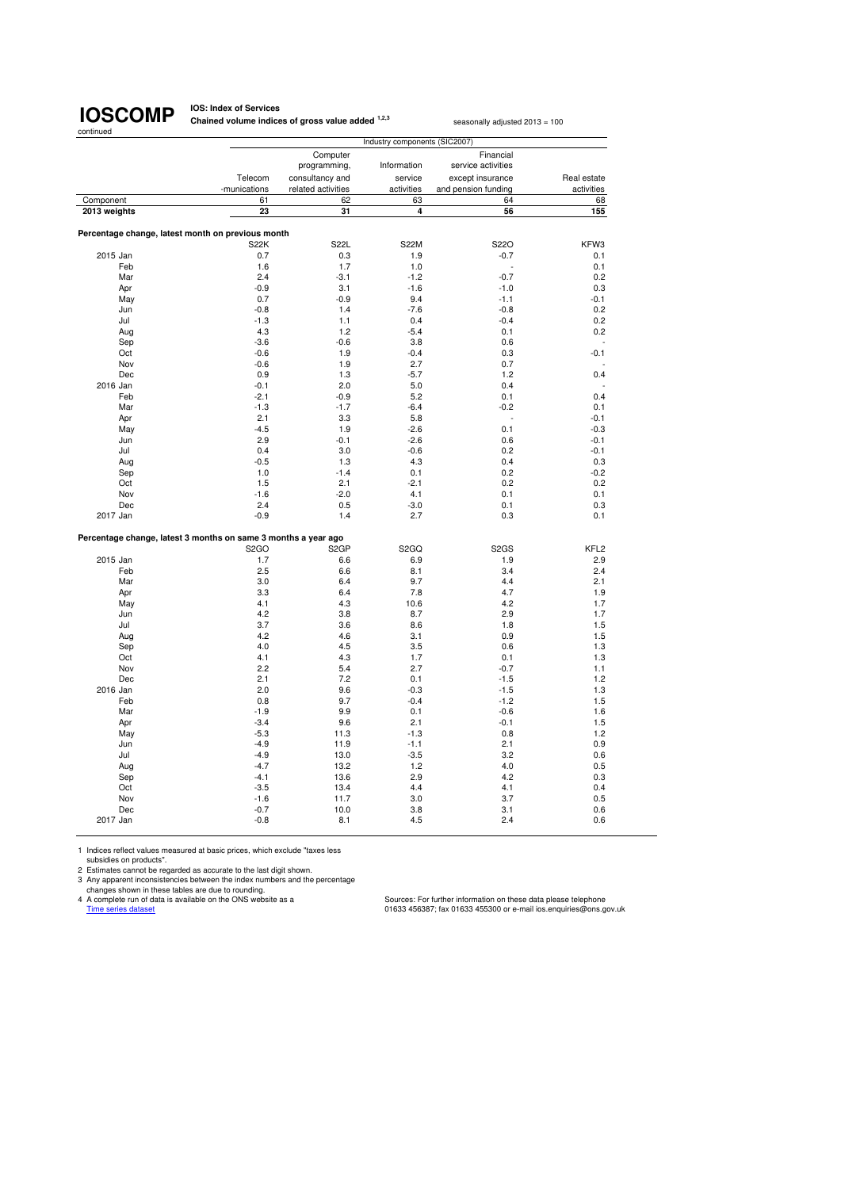# IOSCOMP

continued

**IOS: Index of Services**

**Chained volume indices of gross value added [1,2,3]**

seasonally adjusted 2013 = 100

| | Industry components (SIC2007) | | | | |
|---|---|---|---|---|---|
| | Telecom -munications | Computer programming, consultancy and related activities | Information service activities | Financial service activities except insurance and pension funding | Real estate activities |
| Component | 61 | 62 | 63 | 64 | 68 |
| **2013 weights** | **23** | **31** | **4** | **56** | **155** |
| **Percentage change, latest month on previous month** | | | | | |
| | S22K | S22L | S22M | S22O | KFW3 |
| 2015 Jan | 0.7 | 0.3 | 1.9 | -0.7 | 0.1 |
| Feb | 1.6 | 1.7 | 1.0 | - | 0.1 |
| Mar | 2.4 | -3.1 | -1.2 | -0.7 | 0.2 |
| Apr | -0.9 | 3.1 | -1.6 | -1.0 | 0.3 |
| May | 0.7 | -0.9 | 9.4 | -1.1 | -0.1 |
| Jun | -0.8 | 1.4 | -7.6 | -0.8 | 0.2 |
| Jul | -1.3 | 1.1 | 0.4 | -0.4 | 0.2 |
| Aug | 4.3 | 1.2 | -5.4 | 0.1 | 0.2 |
| Sep | -3.6 | -0.6 | 3.8 | 0.6 | - |
| Oct | -0.6 | 1.9 | -0.4 | 0.3 | -0.1 |
| Nov | -0.6 | 1.9 | 2.7 | 0.7 | - |
| Dec | 0.9 | 1.3 | -5.7 | 1.2 | 0.4 |
| 2016 Jan | -0.1 | 2.0 | 5.0 | 0.4 | - |
| Feb | -2.1 | -0.9 | 5.2 | 0.1 | 0.4 |
| Mar | -1.3 | -1.7 | -6.4 | -0.2 | 0.1 |
| Apr | 2.1 | 3.3 | 5.8 | - | -0.1 |
| May | -4.5 | 1.9 | -2.6 | 0.1 | -0.3 |
| Jun | 2.9 | -0.1 | -2.6 | 0.6 | -0.1 |
| Jul | 0.4 | 3.0 | -0.6 | 0.2 | -0.1 |
| Aug | -0.5 | 1.3 | 4.3 | 0.4 | 0.3 |
| Sep | 1.0 | -1.4 | 0.1 | 0.2 | -0.2 |
| Oct | 1.5 | 2.1 | -2.1 | 0.2 | 0.2 |
| Nov | -1.6 | -2.0 | 4.1 | 0.1 | 0.1 |
| Dec | 2.4 | 0.5 | -3.0 | 0.1 | 0.3 |
| 2017 Jan | -0.9 | 1.4 | 2.7 | 0.3 | 0.1 |
| **Percentage change, latest 3 months on same 3 months a year ago** | | | | | |
| | S2GO | S2GP | S2GQ | S2GS | KFL2 |
| 2015 Jan | 1.7 | 6.6 | 6.9 | 1.9 | 2.9 |
| Feb | 2.5 | 6.6 | 8.1 | 3.4 | 2.4 |
| Mar | 3.0 | 6.4 | 9.7 | 4.4 | 2.1 |
| Apr | 3.3 | 6.4 | 7.8 | 4.7 | 1.9 |
| May | 4.1 | 4.3 | 10.6 | 4.2 | 1.7 |
| Jun | 4.2 | 3.8 | 8.7 | 2.9 | 1.7 |
| Jul | 3.7 | 3.6 | 8.6 | 1.8 | 1.5 |
| Aug | 4.2 | 4.6 | 3.1 | 0.9 | 1.5 |
| Sep | 4.0 | 4.5 | 3.5 | 0.6 | 1.3 |
| Oct | 4.1 | 4.3 | 1.7 | 0.1 | 1.3 |
| Nov | 2.2 | 5.4 | 2.7 | -0.7 | 1.1 |
| Dec | 2.1 | 7.2 | 0.1 | -1.5 | 1.2 |
| 2016 Jan | 2.0 | 9.6 | -0.3 | -1.5 | 1.3 |
| Feb | 0.8 | 9.7 | -0.4 | -1.2 | 1.5 |
| Mar | -1.9 | 9.9 | 0.1 | -0.6 | 1.6 |
| Apr | -3.4 | 9.6 | 2.1 | -0.1 | 1.5 |
| May | -5.3 | 11.3 | -1.3 | 0.8 | 1.2 |
| Jun | -4.9 | 11.9 | -1.1 | 2.1 | 0.9 |
| Jul | -4.9 | 13.0 | -3.5 | 3.2 | 0.6 |
| Aug | -4.7 | 13.2 | 1.2 | 4.0 | 0.5 |
| Sep | -4.1 | 13.6 | 2.9 | 4.2 | 0.3 |
| Oct | -3.5 | 13.4 | 4.4 | 4.1 | 0.4 |
| Nov | -1.6 | 11.7 | 3.0 | 3.7 | 0.5 |
| Dec | -0.7 | 10.0 | 3.8 | 3.1 | 0.6 |
| 2017 Jan | -0.8 | 8.1 | 4.5 | 2.4 | 0.6 |

1 Indices reflect values measured at basic prices, which exclude "taxes less subsidies on products".

2 Estimates cannot be regarded as accurate to the last digit shown.

3 Any apparent inconsistencies between the index numbers and the percentage changes shown in these tables are due to rounding.

4 A complete run of data is available on the ONS website as a Time series dataset

Sources: For further information on these data please telephone 01633 456387; fax 01633 455300 or e-mail ios.enquiries@ons.gov.uk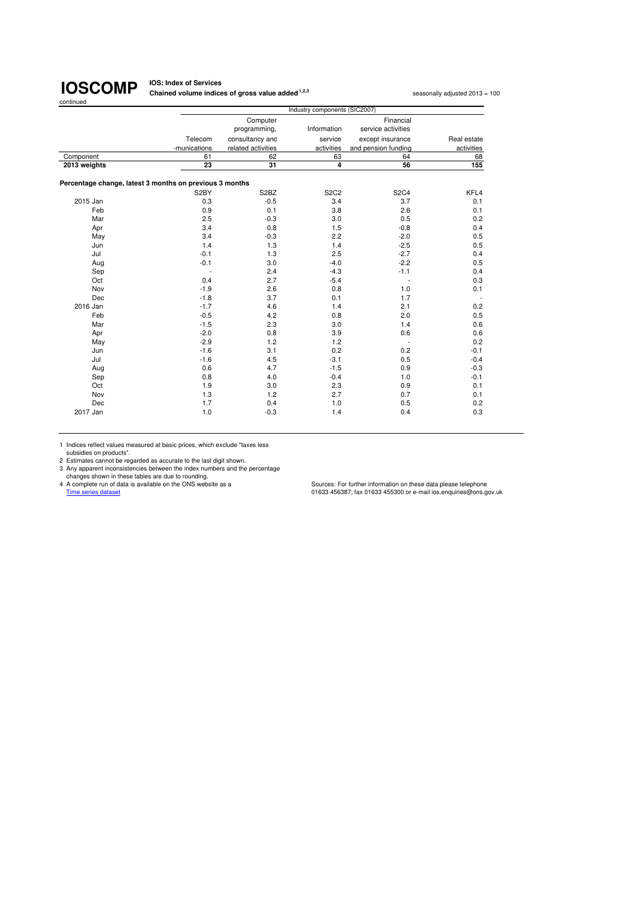# IOSCOMP

**IOS: Index of Services**

**Chained volume indices of gross value added** [1,2,3]

seasonally adjusted 2013 = 100

continued

| | Industry components (SIC2007) | | | | |
|---|---|---|---|---|---|
| | Telecom -munications | Computer programming, consultancy and related activities | Information service activities | Financial service activities except insurance and pension funding | Real estate activities |
| Component | 61 | 62 | 63 | 64 | 68 |
| **2013 weights** | **23** | **31** | **4** | **56** | **155** |
| **Percentage change, latest 3 months on previous 3 months** | | | | | |
| | S2BY | S2BZ | S2C2 | S2C4 | KFL4 |
| 2015 Jan | 0.3 | -0.5 | 3.4 | 3.7 | 0.1 |
| Feb | 0.9 | 0.1 | 3.8 | 2.6 | 0.1 |
| Mar | 2.5 | -0.3 | 3.0 | 0.5 | 0.2 |
| Apr | 3.4 | 0.8 | 1.5 | -0.8 | 0.4 |
| May | 3.4 | -0.3 | 2.2 | -2.0 | 0.5 |
| Jun | 1.4 | 1.3 | 1.4 | -2.5 | 0.5 |
| Jul | -0.1 | 1.3 | 2.5 | -2.7 | 0.4 |
| Aug | -0.1 | 3.0 | -4.0 | -2.2 | 0.5 |
| Sep | - | 2.4 | -4.3 | -1.1 | 0.4 |
| Oct | 0.4 | 2.7 | -5.4 | - | 0.3 |
| Nov | -1.9 | 2.6 | 0.8 | 1.0 | 0.1 |
| Dec | -1.8 | 3.7 | 0.1 | 1.7 | - |
| 2016 Jan | -1.7 | 4.6 | 1.4 | 2.1 | 0.2 |
| Feb | -0.5 | 4.2 | 0.8 | 2.0 | 0.5 |
| Mar | -1.5 | 2.3 | 3.0 | 1.4 | 0.6 |
| Apr | -2.0 | 0.8 | 3.9 | 0.6 | 0.6 |
| May | -2.9 | 1.2 | 1.2 | - | 0.2 |
| Jun | -1.6 | 3.1 | 0.2 | 0.2 | -0.1 |
| Jul | -1.6 | 4.5 | -3.1 | 0.5 | -0.4 |
| Aug | 0.6 | 4.7 | -1.5 | 0.9 | -0.3 |
| Sep | 0.8 | 4.0 | -0.4 | 1.0 | -0.1 |
| Oct | 1.9 | 3.0 | 2.3 | 0.9 | 0.1 |
| Nov | 1.3 | 1.2 | 2.7 | 0.7 | 0.1 |
| Dec | 1.7 | 0.4 | 1.0 | 0.5 | 0.2 |
| 2017 Jan | 1.0 | -0.3 | 1.4 | 0.4 | 0.3 |

1 Indices reflect values measured at basic prices, which exclude "taxes less subsidies on products".
2 Estimates cannot be regarded as accurate to the last digit shown.
3 Any apparent inconsistencies between the index numbers and the percentage changes shown in these tables are due to rounding.
4 A complete run of data is available on the ONS website as a Time series dataset

Sources: For further information on these data please telephone 01633 456387; fax 01633 455300 or e-mail ios.enquiries@ons.gov.uk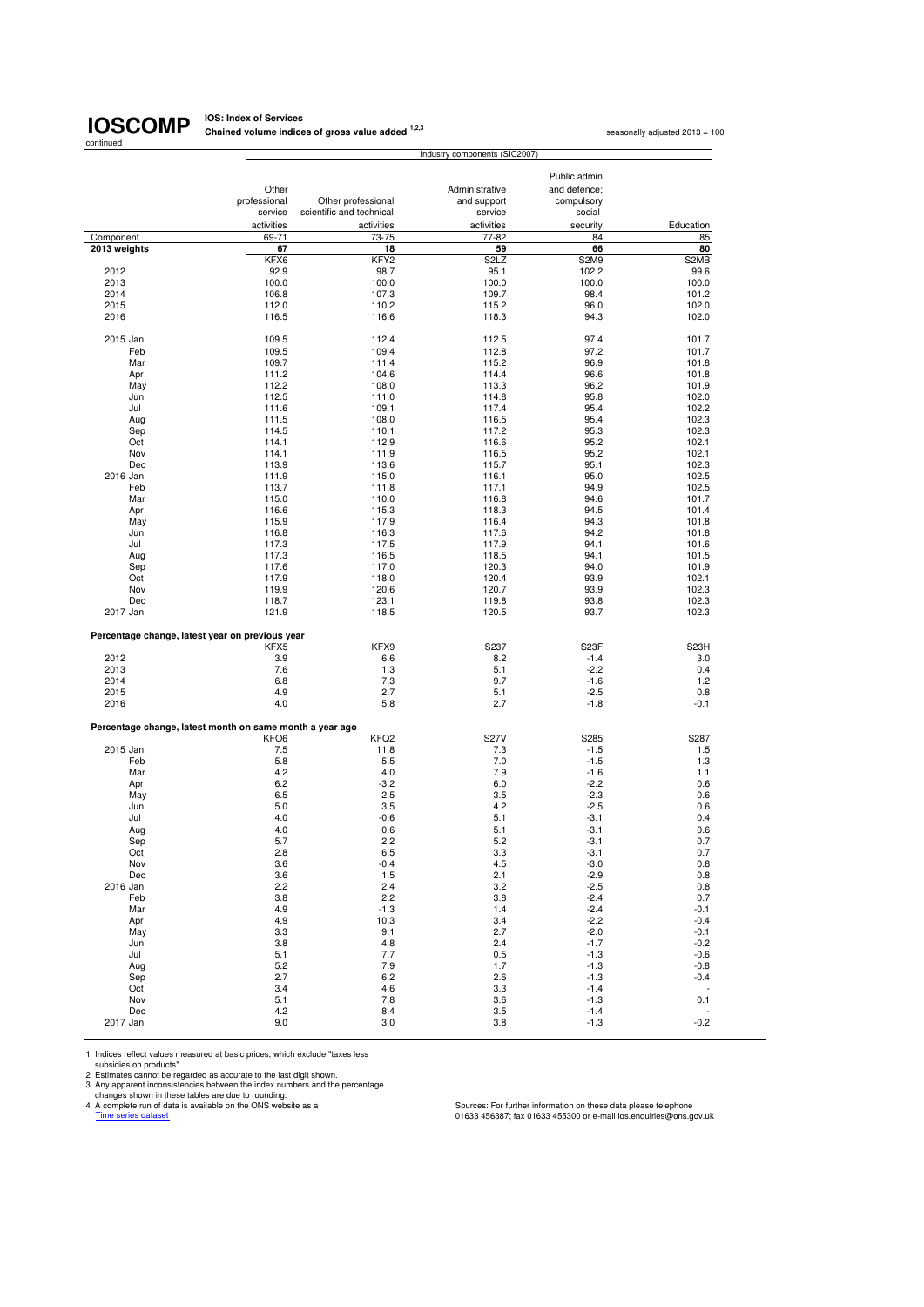# IOSCOMP

continued

**IOS: Index of Services**

**Chained volume indices of gross value added [1,2,3]**

seasonally adjusted 2013 = 100

| | Industry components (SIC2007) | | | | |
|---|---|---|---|---|---|
| | Other professional service activities | Other professional scientific and technical activities | Administrative and support service activities | Public admin and defence; compulsory social security | Education |
| Component | 69-71 | 73-75 | 77-82 | 84 | 85 |
| **2013 weights** | **67** | **18** | **59** | **66** | **80** |
| | KFX6 | KFY2 | S2LZ | S2M9 | S2MB |
| 2012 | 92.9 | 98.7 | 95.1 | 102.2 | 99.6 |
| 2013 | 100.0 | 100.0 | 100.0 | 100.0 | 100.0 |
| 2014 | 106.8 | 107.3 | 109.7 | 98.4 | 101.2 |
| 2015 | 112.0 | 110.2 | 115.2 | 96.0 | 102.0 |
| 2016 | 116.5 | 116.6 | 118.3 | 94.3 | 102.0 |
| | | | | | |
| 2015 Jan | 109.5 | 112.4 | 112.5 | 97.4 | 101.7 |
| Feb | 109.5 | 109.4 | 112.8 | 97.2 | 101.7 |
| Mar | 109.7 | 111.4 | 115.2 | 96.9 | 101.8 |
| Apr | 111.2 | 104.6 | 114.4 | 96.6 | 101.8 |
| May | 112.2 | 108.0 | 113.3 | 96.2 | 101.9 |
| Jun | 112.5 | 111.0 | 114.8 | 95.8 | 102.0 |
| Jul | 111.6 | 109.1 | 117.4 | 95.4 | 102.2 |
| Aug | 111.5 | 108.0 | 116.5 | 95.4 | 102.3 |
| Sep | 114.5 | 110.1 | 117.2 | 95.3 | 102.3 |
| Oct | 114.1 | 112.9 | 116.6 | 95.2 | 102.1 |
| Nov | 114.1 | 111.9 | 116.5 | 95.2 | 102.1 |
| Dec | 113.9 | 113.6 | 115.7 | 95.1 | 102.3 |
| 2016 Jan | 111.9 | 115.0 | 116.1 | 95.0 | 102.5 |
| Feb | 113.7 | 111.8 | 117.1 | 94.9 | 102.5 |
| Mar | 115.0 | 110.0 | 116.8 | 94.6 | 101.7 |
| Apr | 116.6 | 115.3 | 118.3 | 94.5 | 101.4 |
| May | 115.9 | 117.9 | 116.4 | 94.3 | 101.8 |
| Jun | 116.8 | 116.3 | 117.6 | 94.2 | 101.8 |
| Jul | 117.3 | 117.5 | 117.9 | 94.1 | 101.6 |
| Aug | 117.3 | 116.5 | 118.5 | 94.1 | 101.5 |
| Sep | 117.6 | 117.0 | 120.3 | 94.0 | 101.9 |
| Oct | 117.9 | 118.0 | 120.4 | 93.9 | 102.1 |
| Nov | 119.9 | 120.6 | 120.7 | 93.9 | 102.3 |
| Dec | 118.7 | 123.1 | 119.8 | 93.8 | 102.3 |
| 2017 Jan | 121.9 | 118.5 | 120.5 | 93.7 | 102.3 |
| | | | | | |
| **Percentage change, latest year on previous year** | | | | | |
| | KFX5 | KFX9 | S237 | S23F | S23H |
| 2012 | 3.9 | 6.6 | 8.2 | -1.4 | 3.0 |
| 2013 | 7.6 | 1.3 | 5.1 | -2.2 | 0.4 |
| 2014 | 6.8 | 7.3 | 9.7 | -1.6 | 1.2 |
| 2015 | 4.9 | 2.7 | 5.1 | -2.5 | 0.8 |
| 2016 | 4.0 | 5.8 | 2.7 | -1.8 | -0.1 |
| | | | | | |
| **Percentage change, latest month on same month a year ago** | | | | | |
| | KFO6 | KFQ2 | S27V | S285 | S287 |
| 2015 Jan | 7.5 | 11.8 | 7.3 | -1.5 | 1.5 |
| Feb | 5.8 | 5.5 | 7.0 | -1.5 | 1.3 |
| Mar | 4.2 | 4.0 | 7.9 | -1.6 | 1.1 |
| Apr | 6.2 | -3.2 | 6.0 | -2.2 | 0.6 |
| May | 6.5 | 2.5 | 3.5 | -2.3 | 0.6 |
| Jun | 5.0 | 3.5 | 4.2 | -2.5 | 0.6 |
| Jul | 4.0 | -0.6 | 5.1 | -3.1 | 0.4 |
| Aug | 4.0 | 0.6 | 5.1 | -3.1 | 0.6 |
| Sep | 5.7 | 2.2 | 5.2 | -3.1 | 0.7 |
| Oct | 2.8 | 6.5 | 3.3 | -3.1 | 0.7 |
| Nov | 3.6 | -0.4 | 4.5 | -3.0 | 0.8 |
| Dec | 3.6 | 1.5 | 2.1 | -2.9 | 0.8 |
| 2016 Jan | 2.2 | 2.4 | 3.2 | -2.5 | 0.8 |
| Feb | 3.8 | 2.2 | 3.8 | -2.4 | 0.7 |
| Mar | 4.9 | -1.3 | 1.4 | -2.4 | -0.1 |
| Apr | 4.9 | 10.3 | 3.4 | -2.2 | -0.4 |
| May | 3.3 | 9.1 | 2.7 | -2.0 | -0.1 |
| Jun | 3.8 | 4.8 | 2.4 | -1.7 | -0.2 |
| Jul | 5.1 | 7.7 | 0.5 | -1.3 | -0.6 |
| Aug | 5.2 | 7.9 | 1.7 | -1.3 | -0.8 |
| Sep | 2.7 | 6.2 | 2.6 | -1.3 | -0.4 |
| Oct | 3.4 | 4.6 | 3.3 | -1.4 | - |
| Nov | 5.1 | 7.8 | 3.6 | -1.3 | 0.1 |
| Dec | 4.2 | 8.4 | 3.5 | -1.4 | - |
| 2017 Jan | 9.0 | 3.0 | 3.8 | -1.3 | -0.2 |

1 Indices reflect values measured at basic prices, which exclude "taxes less subsidies on products".
2 Estimates cannot be regarded as accurate to the last digit shown.
3 Any apparent inconsistencies between the index numbers and the percentage changes shown in these tables are due to rounding.
4 A complete run of data is available on the ONS website as a Time series dataset

Sources: For further information on these data please telephone 01633 456387; fax 01633 455300 or e-mail ios.enquiries@ons.gov.uk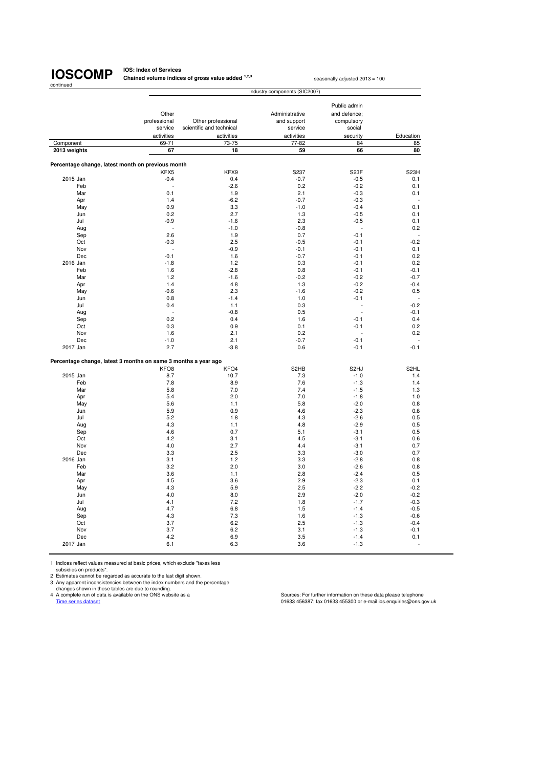# IOSCOMP

continued

**IOS: Index of Services**

**Chained volume indices of gross value added [1,2,3]**

seasonally adjusted 2013 = 100

| | Industry components (SIC2007) | | | | |
|---|---|---|---|---|---|
| | Other professional service activities | Other professional scientific and technical activities | Administrative and support service activities | Public admin and defence; compulsory social security | Education |
| Component | 69-71 | 73-75 | 77-82 | 84 | 85 |
| **2013 weights** | **67** | **18** | **59** | **66** | **80** |
| **Percentage change, latest month on previous month** | | | | | |
| | KFX5 | KFX9 | S237 | S23F | S23H |
| 2015 Jan | -0.4 | 0.4 | -0.7 | -0.5 | 0.1 |
| Feb | - | -2.6 | 0.2 | -0.2 | 0.1 |
| Mar | 0.1 | 1.9 | 2.1 | -0.3 | 0.1 |
| Apr | 1.4 | -6.2 | -0.7 | -0.3 | - |
| May | 0.9 | 3.3 | -1.0 | -0.4 | 0.1 |
| Jun | 0.2 | 2.7 | 1.3 | -0.5 | 0.1 |
| Jul | -0.9 | -1.6 | 2.3 | -0.5 | 0.1 |
| Aug | - | -1.0 | -0.8 | - | 0.2 |
| Sep | 2.6 | 1.9 | 0.7 | -0.1 | - |
| Oct | -0.3 | 2.5 | -0.5 | -0.1 | -0.2 |
| Nov | - | -0.9 | -0.1 | -0.1 | 0.1 |
| Dec | -0.1 | 1.6 | -0.7 | -0.1 | 0.2 |
| 2016 Jan | -1.8 | 1.2 | 0.3 | -0.1 | 0.2 |
| Feb | 1.6 | -2.8 | 0.8 | -0.1 | -0.1 |
| Mar | 1.2 | -1.6 | -0.2 | -0.2 | -0.7 |
| Apr | 1.4 | 4.8 | 1.3 | -0.2 | -0.4 |
| May | -0.6 | 2.3 | -1.6 | -0.2 | 0.5 |
| Jun | 0.8 | -1.4 | 1.0 | -0.1 | - |
| Jul | 0.4 | 1.1 | 0.3 | - | -0.2 |
| Aug | - | -0.8 | 0.5 | - | -0.1 |
| Sep | 0.2 | 0.4 | 1.6 | -0.1 | 0.4 |
| Oct | 0.3 | 0.9 | 0.1 | -0.1 | 0.2 |
| Nov | 1.6 | 2.1 | 0.2 | - | 0.2 |
| Dec | -1.0 | 2.1 | -0.7 | -0.1 | - |
| 2017 Jan | 2.7 | -3.8 | 0.6 | -0.1 | -0.1 |
| **Percentage change, latest 3 months on same 3 months a year ago** | | | | | |
| | KFO8 | KFQ4 | S2HB | S2HJ | S2HL |
| 2015 Jan | 8.7 | 10.7 | 7.3 | -1.0 | 1.4 |
| Feb | 7.8 | 8.9 | 7.6 | -1.3 | 1.4 |
| Mar | 5.8 | 7.0 | 7.4 | -1.5 | 1.3 |
| Apr | 5.4 | 2.0 | 7.0 | -1.8 | 1.0 |
| May | 5.6 | 1.1 | 5.8 | -2.0 | 0.8 |
| Jun | 5.9 | 0.9 | 4.6 | -2.3 | 0.6 |
| Jul | 5.2 | 1.8 | 4.3 | -2.6 | 0.5 |
| Aug | 4.3 | 1.1 | 4.8 | -2.9 | 0.5 |
| Sep | 4.6 | 0.7 | 5.1 | -3.1 | 0.5 |
| Oct | 4.2 | 3.1 | 4.5 | -3.1 | 0.6 |
| Nov | 4.0 | 2.7 | 4.4 | -3.1 | 0.7 |
| Dec | 3.3 | 2.5 | 3.3 | -3.0 | 0.7 |
| 2016 Jan | 3.1 | 1.2 | 3.3 | -2.8 | 0.8 |
| Feb | 3.2 | 2.0 | 3.0 | -2.6 | 0.8 |
| Mar | 3.6 | 1.1 | 2.8 | -2.4 | 0.5 |
| Apr | 4.5 | 3.6 | 2.9 | -2.3 | 0.1 |
| May | 4.3 | 5.9 | 2.5 | -2.2 | -0.2 |
| Jun | 4.0 | 8.0 | 2.9 | -2.0 | -0.2 |
| Jul | 4.1 | 7.2 | 1.8 | -1.7 | -0.3 |
| Aug | 4.7 | 6.8 | 1.5 | -1.4 | -0.5 |
| Sep | 4.3 | 7.3 | 1.6 | -1.3 | -0.6 |
| Oct | 3.7 | 6.2 | 2.5 | -1.3 | -0.4 |
| Nov | 3.7 | 6.2 | 3.1 | -1.3 | -0.1 |
| Dec | 4.2 | 6.9 | 3.5 | -1.4 | 0.1 |
| 2017 Jan | 6.1 | 6.3 | 3.6 | -1.3 | - |

1 Indices reflect values measured at basic prices, which exclude "taxes less subsidies on products".
2 Estimates cannot be regarded as accurate to the last digit shown.
3 Any apparent inconsistencies between the index numbers and the percentage changes shown in these tables are due to rounding.
4 A complete run of data is available on the ONS website as a Time series dataset

Sources: For further information on these data please telephone 01633 456387; fax 01633 455300 or e-mail ios.enquiries@ons.gov.uk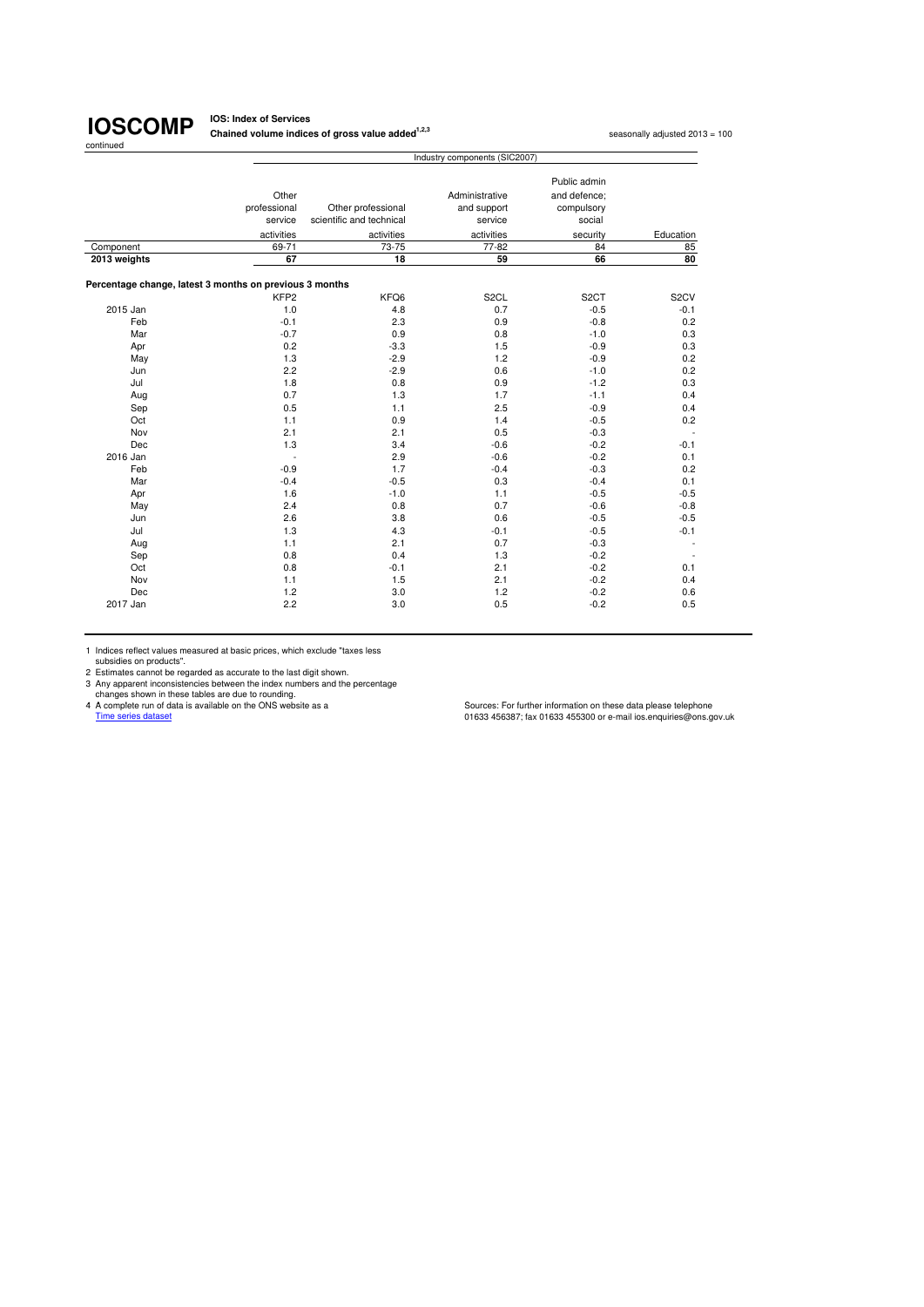# IOSCOMP

continued

**IOS: Index of Services**

**Chained volume indices of gross value added[1,2,3]**

seasonally adjusted 2013 = 100

| | Industry components (SIC2007) | | | | |
|---|---|---|---|---|---|
| | Other professional service activities | Other professional scientific and technical activities | Administrative and support service activities | Public admin and defence; compulsory social security | Education |
| Component | 69-71 | 73-75 | 77-82 | 84 | 85 |
| **2013 weights** | **67** | **18** | **59** | **66** | **80** |
| **Percentage change, latest 3 months on previous 3 months** | | | | | |
| | KFP2 | KFQ6 | S2CL | S2CT | S2CV |
| 2015 Jan | 1.0 | 4.8 | 0.7 | -0.5 | -0.1 |
| Feb | -0.1 | 2.3 | 0.9 | -0.8 | 0.2 |
| Mar | -0.7 | 0.9 | 0.8 | -1.0 | 0.3 |
| Apr | 0.2 | -3.3 | 1.5 | -0.9 | 0.3 |
| May | 1.3 | -2.9 | 1.2 | -0.9 | 0.2 |
| Jun | 2.2 | -2.9 | 0.6 | -1.0 | 0.2 |
| Jul | 1.8 | 0.8 | 0.9 | -1.2 | 0.3 |
| Aug | 0.7 | 1.3 | 1.7 | -1.1 | 0.4 |
| Sep | 0.5 | 1.1 | 2.5 | -0.9 | 0.4 |
| Oct | 1.1 | 0.9 | 1.4 | -0.5 | 0.2 |
| Nov | 2.1 | 2.1 | 0.5 | -0.3 | - |
| Dec | 1.3 | 3.4 | -0.6 | -0.2 | -0.1 |
| 2016 Jan | - | 2.9 | -0.6 | -0.2 | 0.1 |
| Feb | -0.9 | 1.7 | -0.4 | -0.3 | 0.2 |
| Mar | -0.4 | -0.5 | 0.3 | -0.4 | 0.1 |
| Apr | 1.6 | -1.0 | 1.1 | -0.5 | -0.5 |
| May | 2.4 | 0.8 | 0.7 | -0.6 | -0.8 |
| Jun | 2.6 | 3.8 | 0.6 | -0.5 | -0.5 |
| Jul | 1.3 | 4.3 | -0.1 | -0.5 | -0.1 |
| Aug | 1.1 | 2.1 | 0.7 | -0.3 | - |
| Sep | 0.8 | 0.4 | 1.3 | -0.2 | - |
| Oct | 0.8 | -0.1 | 2.1 | -0.2 | 0.1 |
| Nov | 1.1 | 1.5 | 2.1 | -0.2 | 0.4 |
| Dec | 1.2 | 3.0 | 1.2 | -0.2 | 0.6 |
| 2017 Jan | 2.2 | 3.0 | 0.5 | -0.2 | 0.5 |

1 Indices reflect values measured at basic prices, which exclude "taxes less subsidies on products".
2 Estimates cannot be regarded as accurate to the last digit shown.
3 Any apparent inconsistencies between the index numbers and the percentage changes shown in these tables are due to rounding.
4 A complete run of data is available on the ONS website as a Time series dataset

Sources: For further information on these data please telephone 01633 456387; fax 01633 455300 or e-mail ios.enquiries@ons.gov.uk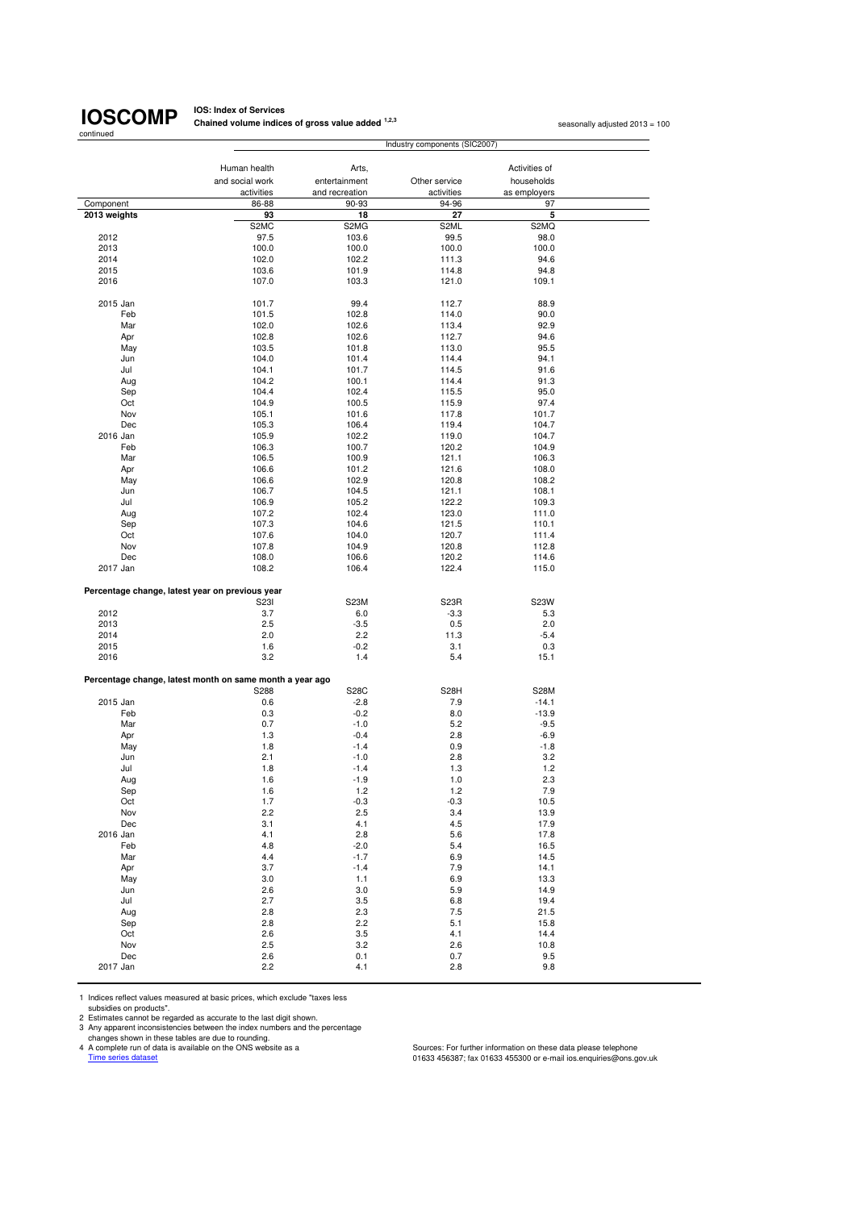**IOSCOMP** continued

**IOS: Index of Services**
**Chained volume indices of gross value added [1,2,3]**

seasonally adjusted 2013 = 100

| | Industry components (SIC2007) | | | |
|---|---|---|---|---|
| | Human health and social work activities | Arts, entertainment and recreation | Other service activities | Activities of households as employers |
| Component | 86-88 | 90-93 | 94-96 | 97 |
| **2013 weights** | **93** | **18** | **27** | **5** |
| | S2MC | S2MG | S2ML | S2MQ |
| 2012 | 97.5 | 103.6 | 99.5 | 98.0 |
| 2013 | 100.0 | 100.0 | 100.0 | 100.0 |
| 2014 | 102.0 | 102.2 | 111.3 | 94.6 |
| 2015 | 103.6 | 101.9 | 114.8 | 94.8 |
| 2016 | 107.0 | 103.3 | 121.0 | 109.1 |
| | | | | |
| 2015 Jan | 101.7 | 99.4 | 112.7 | 88.9 |
| Feb | 101.5 | 102.8 | 114.0 | 90.0 |
| Mar | 102.0 | 102.6 | 113.4 | 92.9 |
| Apr | 102.8 | 102.6 | 112.7 | 94.6 |
| May | 103.5 | 101.8 | 113.0 | 95.5 |
| Jun | 104.0 | 101.4 | 114.4 | 94.1 |
| Jul | 104.1 | 101.7 | 114.5 | 91.6 |
| Aug | 104.2 | 100.1 | 114.4 | 91.3 |
| Sep | 104.4 | 102.4 | 115.5 | 95.0 |
| Oct | 104.9 | 100.5 | 115.9 | 97.4 |
| Nov | 105.1 | 101.6 | 117.8 | 101.7 |
| Dec | 105.3 | 106.4 | 119.4 | 104.7 |
| 2016 Jan | 105.9 | 102.2 | 119.0 | 104.7 |
| Feb | 106.3 | 100.7 | 120.2 | 104.9 |
| Mar | 106.5 | 100.9 | 121.1 | 106.3 |
| Apr | 106.6 | 101.2 | 121.6 | 108.0 |
| May | 106.6 | 102.9 | 120.8 | 108.2 |
| Jun | 106.7 | 104.5 | 121.1 | 108.1 |
| Jul | 106.9 | 105.2 | 122.2 | 109.3 |
| Aug | 107.2 | 102.4 | 123.0 | 111.0 |
| Sep | 107.3 | 104.6 | 121.5 | 110.1 |
| Oct | 107.6 | 104.0 | 120.7 | 111.4 |
| Nov | 107.8 | 104.9 | 120.8 | 112.8 |
| Dec | 108.0 | 106.6 | 120.2 | 114.6 |
| 2017 Jan | 108.2 | 106.4 | 122.4 | 115.0 |
| | | | | |
| **Percentage change, latest year on previous year** | | | | |
| | S23I | S23M | S23R | S23W |
| 2012 | 3.7 | 6.0 | -3.3 | 5.3 |
| 2013 | 2.5 | -3.5 | 0.5 | 2.0 |
| 2014 | 2.0 | 2.2 | 11.3 | -5.4 |
| 2015 | 1.6 | -0.2 | 3.1 | 0.3 |
| 2016 | 3.2 | 1.4 | 5.4 | 15.1 |
| | | | | |
| **Percentage change, latest month on same month a year ago** | | | | |
| | S288 | S28C | S28H | S28M |
| 2015 Jan | 0.6 | -2.8 | 7.9 | -14.1 |
| Feb | 0.3 | -0.2 | 8.0 | -13.9 |
| Mar | 0.7 | -1.0 | 5.2 | -9.5 |
| Apr | 1.3 | -0.4 | 2.8 | -6.9 |
| May | 1.8 | -1.4 | 0.9 | -1.8 |
| Jun | 2.1 | -1.0 | 2.8 | 3.2 |
| Jul | 1.8 | -1.4 | 1.3 | 1.2 |
| Aug | 1.6 | -1.9 | 1.0 | 2.3 |
| Sep | 1.6 | 1.2 | 1.2 | 7.9 |
| Oct | 1.7 | -0.3 | -0.3 | 10.5 |
| Nov | 2.2 | 2.5 | 3.4 | 13.9 |
| Dec | 3.1 | 4.1 | 4.5 | 17.9 |
| 2016 Jan | 4.1 | 2.8 | 5.6 | 17.8 |
| Feb | 4.8 | -2.0 | 5.4 | 16.5 |
| Mar | 4.4 | -1.7 | 6.9 | 14.5 |
| Apr | 3.7 | -1.4 | 7.9 | 14.1 |
| May | 3.0 | 1.1 | 6.9 | 13.3 |
| Jun | 2.6 | 3.0 | 5.9 | 14.9 |
| Jul | 2.7 | 3.5 | 6.8 | 19.4 |
| Aug | 2.8 | 2.3 | 7.5 | 21.5 |
| Sep | 2.8 | 2.2 | 5.1 | 15.8 |
| Oct | 2.6 | 3.5 | 4.1 | 14.4 |
| Nov | 2.5 | 3.2 | 2.6 | 10.8 |
| Dec | 2.6 | 0.1 | 0.7 | 9.5 |
| 2017 Jan | 2.2 | 4.1 | 2.8 | 9.8 |

1 Indices reflect values measured at basic prices, which exclude "taxes less subsidies on products".
2 Estimates cannot be regarded as accurate to the last digit shown.
3 Any apparent inconsistencies between the index numbers and the percentage changes shown in these tables are due to rounding.
4 A complete run of data is available on the ONS website as a Time series dataset

Sources: For further information on these data please telephone 01633 456387; fax 01633 455300 or e-mail ios.enquiries@ons.gov.uk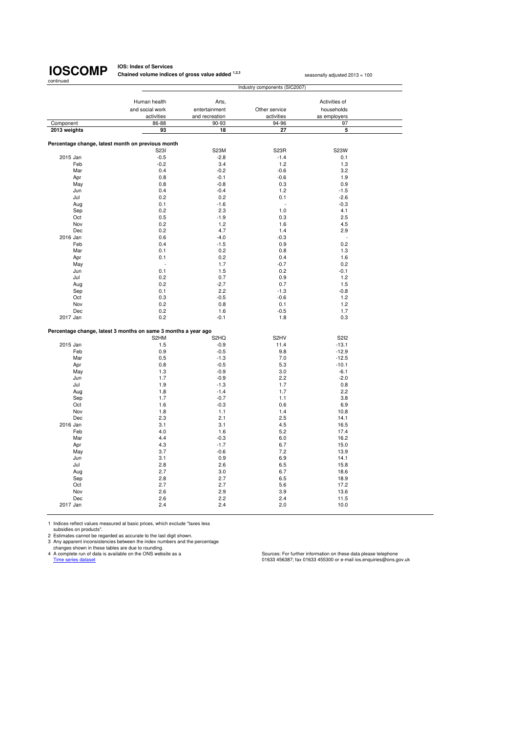# IOSCOMP

continued

**IOS: Index of Services**

**Chained volume indices of gross value added [1,2,3]**

seasonally adjusted 2013 = 100

| | Industry components (SIC2007) | | | |
|---|---|---|---|---|
| | Human health and social work activities | Arts, entertainment and recreation | Other service activities | Activities of households as employers |
| Component | 86-88 | 90-93 | 94-96 | 97 |
| **2013 weights** | **93** | **18** | **27** | **5** |
| **Percentage change, latest month on previous month** | | | | |
| | S23I | S23M | S23R | S23W |
| 2015 Jan | -0.5 | -2.8 | -1.4 | 0.1 |
| Feb | -0.2 | 3.4 | 1.2 | 1.3 |
| Mar | 0.4 | -0.2 | -0.6 | 3.2 |
| Apr | 0.8 | -0.1 | -0.6 | 1.9 |
| May | 0.8 | -0.8 | 0.3 | 0.9 |
| Jun | 0.4 | -0.4 | 1.2 | -1.5 |
| Jul | 0.2 | 0.2 | 0.1 | -2.6 |
| Aug | 0.1 | -1.6 | - | -0.3 |
| Sep | 0.2 | 2.3 | 1.0 | 4.1 |
| Oct | 0.5 | -1.9 | 0.3 | 2.5 |
| Nov | 0.2 | 1.2 | 1.6 | 4.5 |
| Dec | 0.2 | 4.7 | 1.4 | 2.9 |
| 2016 Jan | 0.6 | -4.0 | -0.3 | - |
| Feb | 0.4 | -1.5 | 0.9 | 0.2 |
| Mar | 0.1 | 0.2 | 0.8 | 1.3 |
| Apr | 0.1 | 0.2 | 0.4 | 1.6 |
| May | - | 1.7 | -0.7 | 0.2 |
| Jun | 0.1 | 1.5 | 0.2 | -0.1 |
| Jul | 0.2 | 0.7 | 0.9 | 1.2 |
| Aug | 0.2 | -2.7 | 0.7 | 1.5 |
| Sep | 0.1 | 2.2 | -1.3 | -0.8 |
| Oct | 0.3 | -0.5 | -0.6 | 1.2 |
| Nov | 0.2 | 0.8 | 0.1 | 1.2 |
| Dec | 0.2 | 1.6 | -0.5 | 1.7 |
| 2017 Jan | 0.2 | -0.1 | 1.8 | 0.3 |
| **Percentage change, latest 3 months on same 3 months a year ago** | | | | |
| | S2HM | S2HQ | S2HV | S2I2 |
| 2015 Jan | 1.5 | -0.9 | 11.4 | -13.1 |
| Feb | 0.9 | -0.5 | 9.8 | -12.9 |
| Mar | 0.5 | -1.3 | 7.0 | -12.5 |
| Apr | 0.8 | -0.5 | 5.3 | -10.1 |
| May | 1.3 | -0.9 | 3.0 | -6.1 |
| Jun | 1.7 | -0.9 | 2.2 | -2.0 |
| Jul | 1.9 | -1.3 | 1.7 | 0.8 |
| Aug | 1.8 | -1.4 | 1.7 | 2.2 |
| Sep | 1.7 | -0.7 | 1.1 | 3.8 |
| Oct | 1.6 | -0.3 | 0.6 | 6.9 |
| Nov | 1.8 | 1.1 | 1.4 | 10.8 |
| Dec | 2.3 | 2.1 | 2.5 | 14.1 |
| 2016 Jan | 3.1 | 3.1 | 4.5 | 16.5 |
| Feb | 4.0 | 1.6 | 5.2 | 17.4 |
| Mar | 4.4 | -0.3 | 6.0 | 16.2 |
| Apr | 4.3 | -1.7 | 6.7 | 15.0 |
| May | 3.7 | -0.6 | 7.2 | 13.9 |
| Jun | 3.1 | 0.9 | 6.9 | 14.1 |
| Jul | 2.8 | 2.6 | 6.5 | 15.8 |
| Aug | 2.7 | 3.0 | 6.7 | 18.6 |
| Sep | 2.8 | 2.7 | 6.5 | 18.9 |
| Oct | 2.7 | 2.7 | 5.6 | 17.2 |
| Nov | 2.6 | 2.9 | 3.9 | 13.6 |
| Dec | 2.6 | 2.2 | 2.4 | 11.5 |
| 2017 Jan | 2.4 | 2.4 | 2.0 | 10.0 |

1 Indices reflect values measured at basic prices, which exclude "taxes less subsidies on products".
2 Estimates cannot be regarded as accurate to the last digit shown.
3 Any apparent inconsistencies between the index numbers and the percentage changes shown in these tables are due to rounding.
4 A complete run of data is available on the ONS website as a Time series dataset

Sources: For further information on these data please telephone 01633 456387; fax 01633 455300 or e-mail ios.enquiries@ons.gov.uk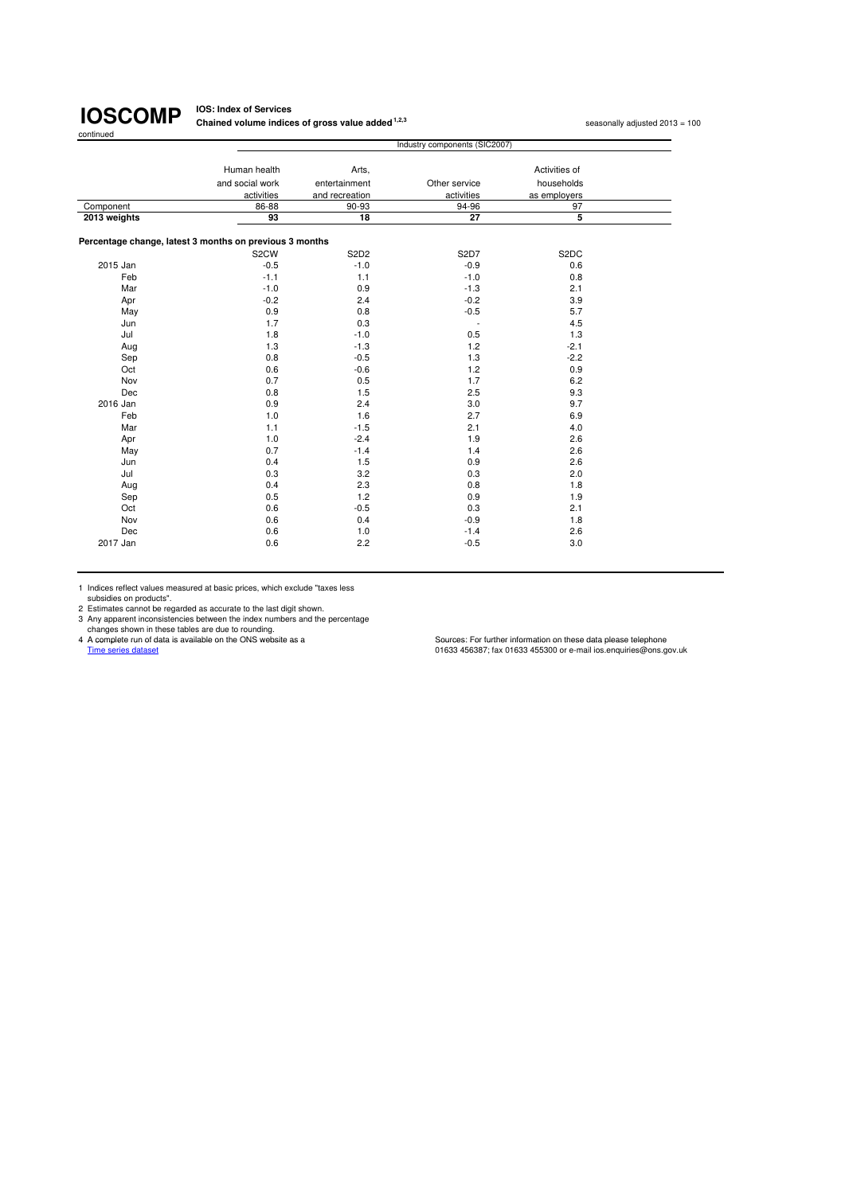# IOSCOMP

**IOS: Index of Services**

**Chained volume indices of gross value added [1,2,3]**

continued

seasonally adjusted 2013 = 100

| | Industry components (SIC2007) | | | |
|---|---|---|---|---|
| | Human health and social work activities | Arts, entertainment and recreation | Other service activities | Activities of households as employers |
| Component | 86-88 | 90-93 | 94-96 | 97 |
| **2013 weights** | **93** | **18** | **27** | **5** |
| **Percentage change, latest 3 months on previous 3 months** | | | | |
| | S2CW | S2D2 | S2D7 | S2DC |
| 2015 Jan | -0.5 | -1.0 | -0.9 | 0.6 |
| Feb | -1.1 | 1.1 | -1.0 | 0.8 |
| Mar | -1.0 | 0.9 | -1.3 | 2.1 |
| Apr | -0.2 | 2.4 | -0.2 | 3.9 |
| May | 0.9 | 0.8 | -0.5 | 5.7 |
| Jun | 1.7 | 0.3 | - | 4.5 |
| Jul | 1.8 | -1.0 | 0.5 | 1.3 |
| Aug | 1.3 | -1.3 | 1.2 | -2.1 |
| Sep | 0.8 | -0.5 | 1.3 | -2.2 |
| Oct | 0.6 | -0.6 | 1.2 | 0.9 |
| Nov | 0.7 | 0.5 | 1.7 | 6.2 |
| Dec | 0.8 | 1.5 | 2.5 | 9.3 |
| 2016 Jan | 0.9 | 2.4 | 3.0 | 9.7 |
| Feb | 1.0 | 1.6 | 2.7 | 6.9 |
| Mar | 1.1 | -1.5 | 2.1 | 4.0 |
| Apr | 1.0 | -2.4 | 1.9 | 2.6 |
| May | 0.7 | -1.4 | 1.4 | 2.6 |
| Jun | 0.4 | 1.5 | 0.9 | 2.6 |
| Jul | 0.3 | 3.2 | 0.3 | 2.0 |
| Aug | 0.4 | 2.3 | 0.8 | 1.8 |
| Sep | 0.5 | 1.2 | 0.9 | 1.9 |
| Oct | 0.6 | -0.5 | 0.3 | 2.1 |
| Nov | 0.6 | 0.4 | -0.9 | 1.8 |
| Dec | 0.6 | 1.0 | -1.4 | 2.6 |
| 2017 Jan | 0.6 | 2.2 | -0.5 | 3.0 |

1 Indices reflect values measured at basic prices, which exclude "taxes less subsidies on products".
2 Estimates cannot be regarded as accurate to the last digit shown.
3 Any apparent inconsistencies between the index numbers and the percentage changes shown in these tables are due to rounding.
4 A complete run of data is available on the ONS website as a Time series dataset

Sources: For further information on these data please telephone 01633 456387; fax 01633 455300 or e-mail ios.enquiries@ons.gov.uk